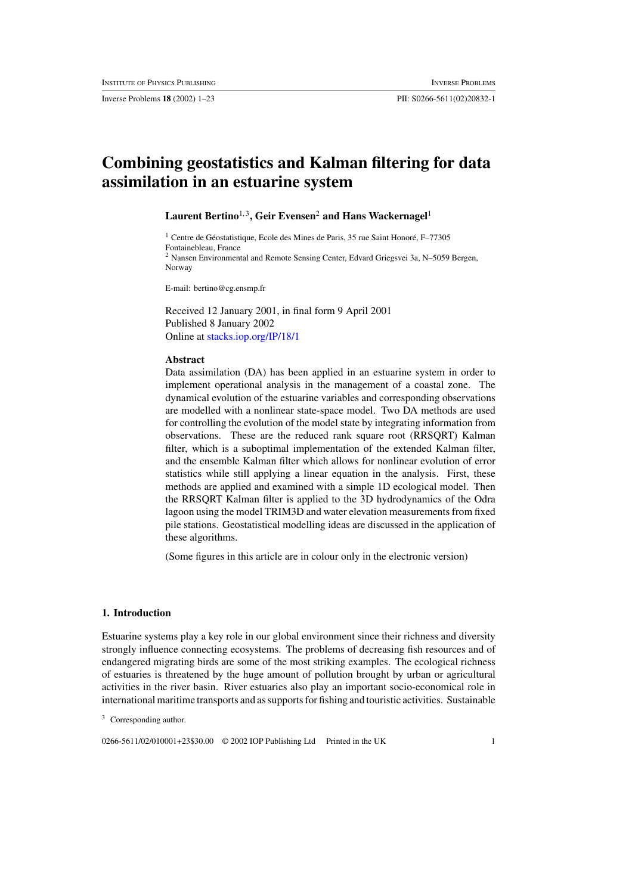# Combining geostatistics and Kalman filtering for data assimilation in an estuarine system

**Laurent Bertino**[1,3], **Geir Evensen**[2] **and Hans Wackernagel**[1]

[1] Centre de Géostatistique, Ecole des Mines de Paris, 35 rue Saint Honoré, F–77305 Fontainebleau, France

[2] Nansen Environmental and Remote Sensing Center, Edvard Griegsvei 3a, N–5059 Bergen, Norway

E-mail: bertino@cg.ensmp.fr

Received 12 January 2001, in final form 9 April 2001
Published 8 January 2002
Online at stacks.iop.org/IP/18/1

**Abstract**

Data assimilation (DA) has been applied in an estuarine system in order to implement operational analysis in the management of a coastal zone. The dynamical evolution of the estuarine variables and corresponding observations are modelled with a nonlinear state-space model. Two DA methods are used for controlling the evolution of the model state by integrating information from observations. These are the reduced rank square root (RRSQRT) Kalman filter, which is a suboptimal implementation of the extended Kalman filter, and the ensemble Kalman filter which allows for nonlinear evolution of error statistics while still applying a linear equation in the analysis. First, these methods are applied and examined with a simple 1D ecological model. Then the RRSQRT Kalman filter is applied to the 3D hydrodynamics of the Odra lagoon using the model TRIM3D and water elevation measurements from fixed pile stations. Geostatistical modelling ideas are discussed in the application of these algorithms.

(Some figures in this article are in colour only in the electronic version)

## 1. Introduction

Estuarine systems play a key role in our global environment since their richness and diversity strongly influence connecting ecosystems. The problems of decreasing fish resources and of endangered migrating birds are some of the most striking examples. The ecological richness of estuaries is threatened by the huge amount of pollution brought by urban or agricultural activities in the river basin. River estuaries also play an important socio-economical role in international maritime transports and as supports for fishing and touristic activities. Sustainable

[3] Corresponding author.

0266-5611/02/010001+23$30.00 © 2002 IOP Publishing Ltd Printed in the UK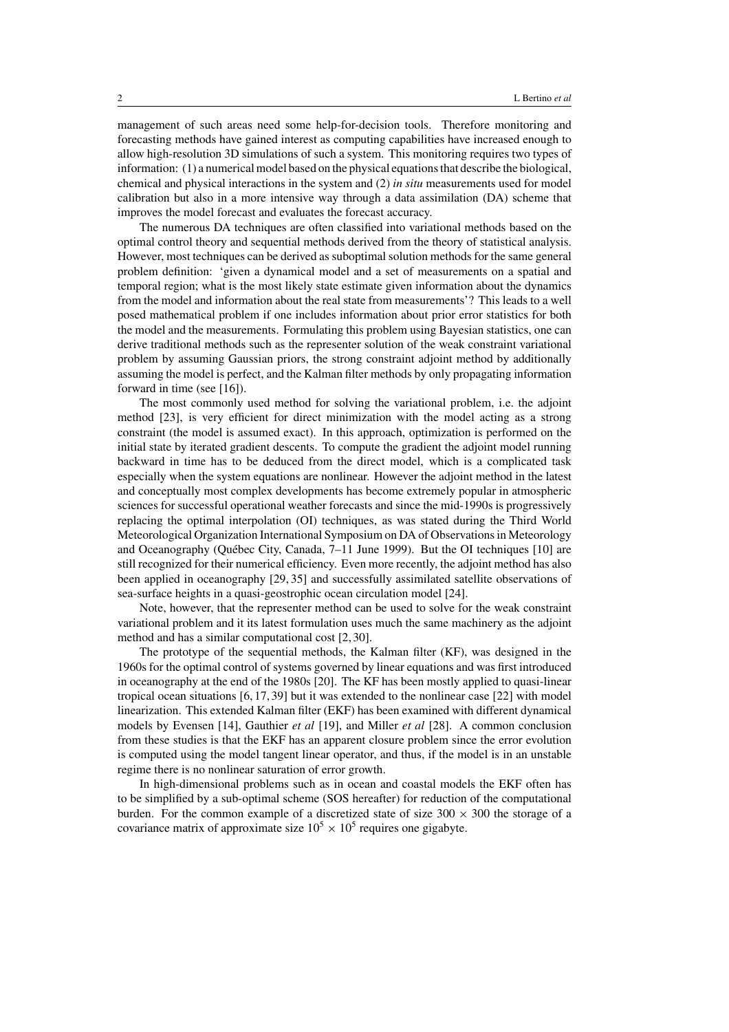management of such areas need some help-for-decision tools. Therefore monitoring and forecasting methods have gained interest as computing capabilities have increased enough to allow high-resolution 3D simulations of such a system. This monitoring requires two types of information: (1) a numerical model based on the physical equations that describe the biological, chemical and physical interactions in the system and (2) *in situ* measurements used for model calibration but also in a more intensive way through a data assimilation (DA) scheme that improves the model forecast and evaluates the forecast accuracy.

The numerous DA techniques are often classified into variational methods based on the optimal control theory and sequential methods derived from the theory of statistical analysis. However, most techniques can be derived as suboptimal solution methods for the same general problem definition: 'given a dynamical model and a set of measurements on a spatial and temporal region; what is the most likely state estimate given information about the dynamics from the model and information about the real state from measurements'? This leads to a well posed mathematical problem if one includes information about prior error statistics for both the model and the measurements. Formulating this problem using Bayesian statistics, one can derive traditional methods such as the representer solution of the weak constraint variational problem by assuming Gaussian priors, the strong constraint adjoint method by additionally assuming the model is perfect, and the Kalman filter methods by only propagating information forward in time (see [16]).

The most commonly used method for solving the variational problem, i.e. the adjoint method [23], is very efficient for direct minimization with the model acting as a strong constraint (the model is assumed exact). In this approach, optimization is performed on the initial state by iterated gradient descents. To compute the gradient the adjoint model running backward in time has to be deduced from the direct model, which is a complicated task especially when the system equations are nonlinear. However the adjoint method in the latest and conceptually most complex developments has become extremely popular in atmospheric sciences for successful operational weather forecasts and since the mid-1990s is progressively replacing the optimal interpolation (OI) techniques, as was stated during the Third World Meteorological Organization International Symposium on DA of Observations in Meteorology and Oceanography (Québec City, Canada, 7–11 June 1999). But the OI techniques [10] are still recognized for their numerical efficiency. Even more recently, the adjoint method has also been applied in oceanography [29, 35] and successfully assimilated satellite observations of sea-surface heights in a quasi-geostrophic ocean circulation model [24].

Note, however, that the representer method can be used to solve for the weak constraint variational problem and it its latest formulation uses much the same machinery as the adjoint method and has a similar computational cost [2, 30].

The prototype of the sequential methods, the Kalman filter (KF), was designed in the 1960s for the optimal control of systems governed by linear equations and was first introduced in oceanography at the end of the 1980s [20]. The KF has been mostly applied to quasi-linear tropical ocean situations [6, 17, 39] but it was extended to the nonlinear case [22] with model linearization. This extended Kalman filter (EKF) has been examined with different dynamical models by Evensen [14], Gauthier *et al* [19], and Miller *et al* [28]. A common conclusion from these studies is that the EKF has an apparent closure problem since the error evolution is computed using the model tangent linear operator, and thus, if the model is in an unstable regime there is no nonlinear saturation of error growth.

In high-dimensional problems such as in ocean and coastal models the EKF often has to be simplified by a sub-optimal scheme (SOS hereafter) for reduction of the computational burden. For the common example of a discretized state of size $300 \times 300$ the storage of a covariance matrix of approximate size $10^5 \times 10^5$ requires one gigabyte.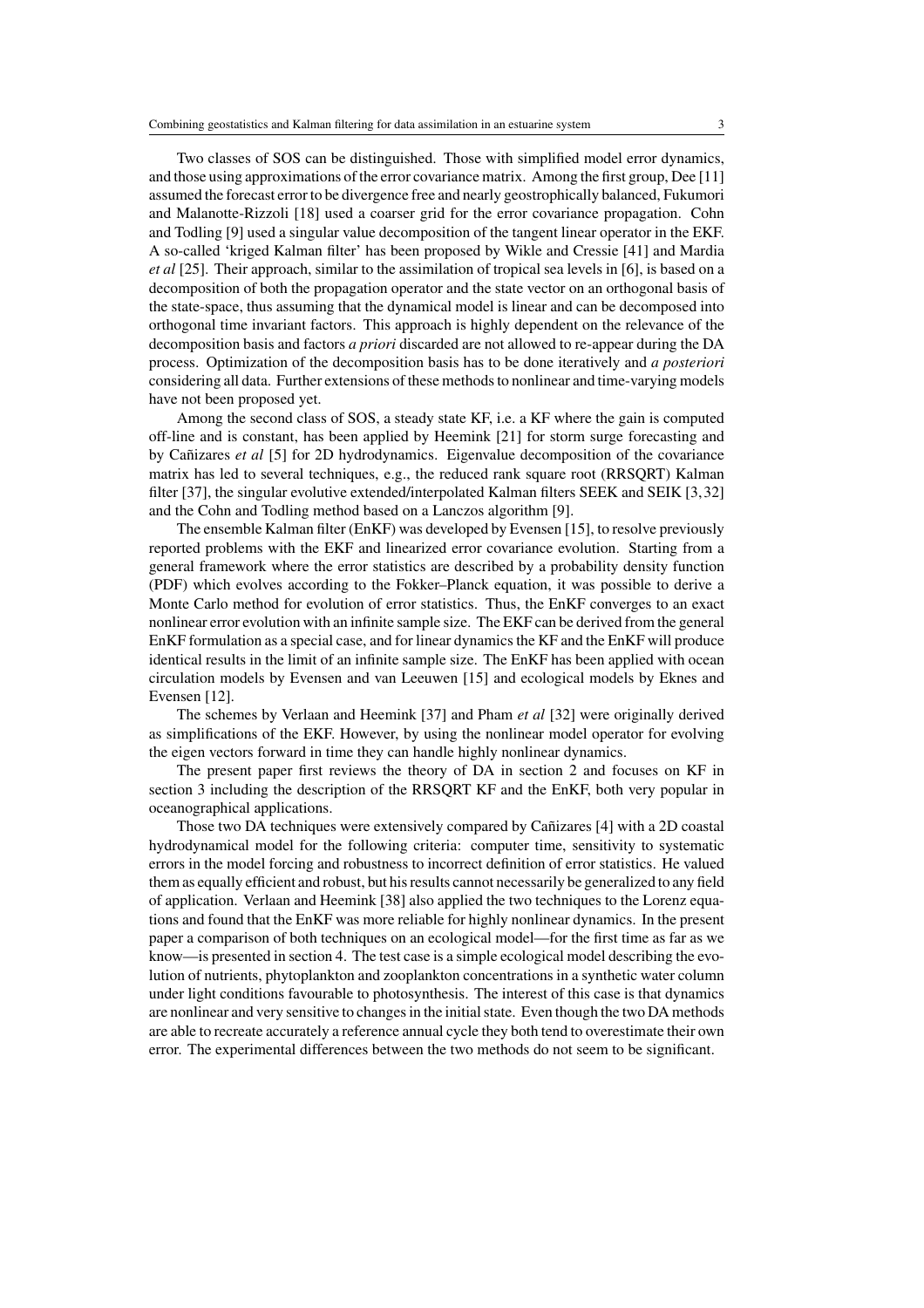Two classes of SOS can be distinguished. Those with simplified model error dynamics, and those using approximations of the error covariance matrix. Among the first group, Dee [11] assumed the forecast error to be divergence free and nearly geostrophically balanced, Fukumori and Malanotte-Rizzoli [18] used a coarser grid for the error covariance propagation. Cohn and Todling [9] used a singular value decomposition of the tangent linear operator in the EKF. A so-called 'kriged Kalman filter' has been proposed by Wikle and Cressie [41] and Mardia *et al* [25]. Their approach, similar to the assimilation of tropical sea levels in [6], is based on a decomposition of both the propagation operator and the state vector on an orthogonal basis of the state-space, thus assuming that the dynamical model is linear and can be decomposed into orthogonal time invariant factors. This approach is highly dependent on the relevance of the decomposition basis and factors *a priori* discarded are not allowed to re-appear during the DA process. Optimization of the decomposition basis has to be done iteratively and *a posteriori* considering all data. Further extensions of these methods to nonlinear and time-varying models have not been proposed yet.

Among the second class of SOS, a steady state KF, i.e. a KF where the gain is computed off-line and is constant, has been applied by Heemink [21] for storm surge forecasting and by Cañizares *et al* [5] for 2D hydrodynamics. Eigenvalue decomposition of the covariance matrix has led to several techniques, e.g., the reduced rank square root (RRSQRT) Kalman filter [37], the singular evolutive extended/interpolated Kalman filters SEEK and SEIK [3, 32] and the Cohn and Todling method based on a Lanczos algorithm [9].

The ensemble Kalman filter (EnKF) was developed by Evensen [15], to resolve previously reported problems with the EKF and linearized error covariance evolution. Starting from a general framework where the error statistics are described by a probability density function (PDF) which evolves according to the Fokker–Planck equation, it was possible to derive a Monte Carlo method for evolution of error statistics. Thus, the EnKF converges to an exact nonlinear error evolution with an infinite sample size. The EKF can be derived from the general EnKF formulation as a special case, and for linear dynamics the KF and the EnKF will produce identical results in the limit of an infinite sample size. The EnKF has been applied with ocean circulation models by Evensen and van Leeuwen [15] and ecological models by Eknes and Evensen [12].

The schemes by Verlaan and Heemink [37] and Pham *et al* [32] were originally derived as simplifications of the EKF. However, by using the nonlinear model operator for evolving the eigen vectors forward in time they can handle highly nonlinear dynamics.

The present paper first reviews the theory of DA in section 2 and focuses on KF in section 3 including the description of the RRSQRT KF and the EnKF, both very popular in oceanographical applications.

Those two DA techniques were extensively compared by Cañizares [4] with a 2D coastal hydrodynamical model for the following criteria: computer time, sensitivity to systematic errors in the model forcing and robustness to incorrect definition of error statistics. He valued them as equally efficient and robust, but his results cannot necessarily be generalized to any field of application. Verlaan and Heemink [38] also applied the two techniques to the Lorenz equations and found that the EnKF was more reliable for highly nonlinear dynamics. In the present paper a comparison of both techniques on an ecological model—for the first time as far as we know—is presented in section 4. The test case is a simple ecological model describing the evolution of nutrients, phytoplankton and zooplankton concentrations in a synthetic water column under light conditions favourable to photosynthesis. The interest of this case is that dynamics are nonlinear and very sensitive to changes in the initial state. Even though the two DA methods are able to recreate accurately a reference annual cycle they both tend to overestimate their own error. The experimental differences between the two methods do not seem to be significant.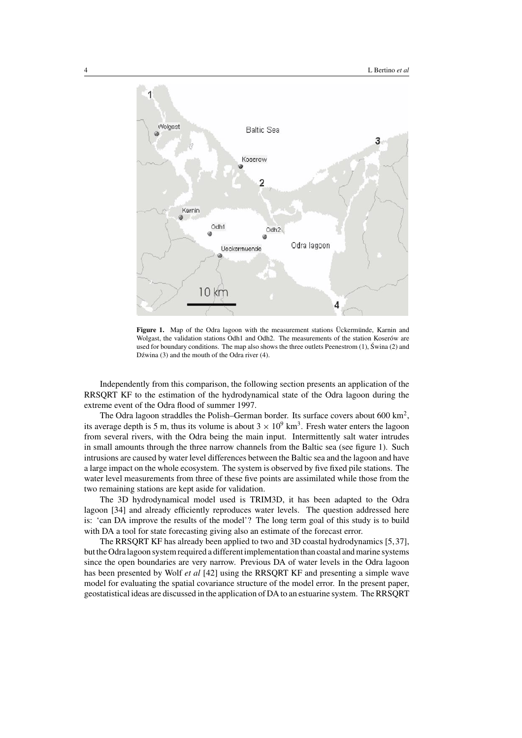**Figure 1.** Map of the Odra lagoon with the measurement stations Ückermünde, Karnin and Wolgast, the validation stations Odh1 and Odh2. The measurements of the station Koserów are used for boundary conditions. The map also shows the three outlets Peenestrom (1), Świna (2) and Dźwina (3) and the mouth of the Odra river (4).

Independently from this comparison, the following section presents an application of the RRSQRT KF to the estimation of the hydrodynamical state of the Odra lagoon during the extreme event of the Odra flood of summer 1997.

The Odra lagoon straddles the Polish–German border. Its surface covers about 600 $km^2$, its average depth is 5 m, thus its volume is about $3 \times 10^9$ $km^3$. Fresh water enters the lagoon from several rivers, with the Odra being the main input. Intermittently salt water intrudes in small amounts through the three narrow channels from the Baltic sea (see figure 1). Such intrusions are caused by water level differences between the Baltic sea and the lagoon and have a large impact on the whole ecosystem. The system is observed by five fixed pile stations. The water level measurements from three of these five points are assimilated while those from the two remaining stations are kept aside for validation.

The 3D hydrodynamical model used is TRIM3D, it has been adapted to the Odra lagoon [34] and already efficiently reproduces water levels. The question addressed here is: 'can DA improve the results of the model'? The long term goal of this study is to build with DA a tool for state forecasting giving also an estimate of the forecast error.

The RRSQRT KF has already been applied to two and 3D coastal hydrodynamics [5, 37], but the Odra lagoon system required a different implementation than coastal and marine systems since the open boundaries are very narrow. Previous DA of water levels in the Odra lagoon has been presented by Wolf *et al* [42] using the RRSQRT KF and presenting a simple wave model for evaluating the spatial covariance structure of the model error. In the present paper, geostatistical ideas are discussed in the application of DA to an estuarine system. The RRSQRT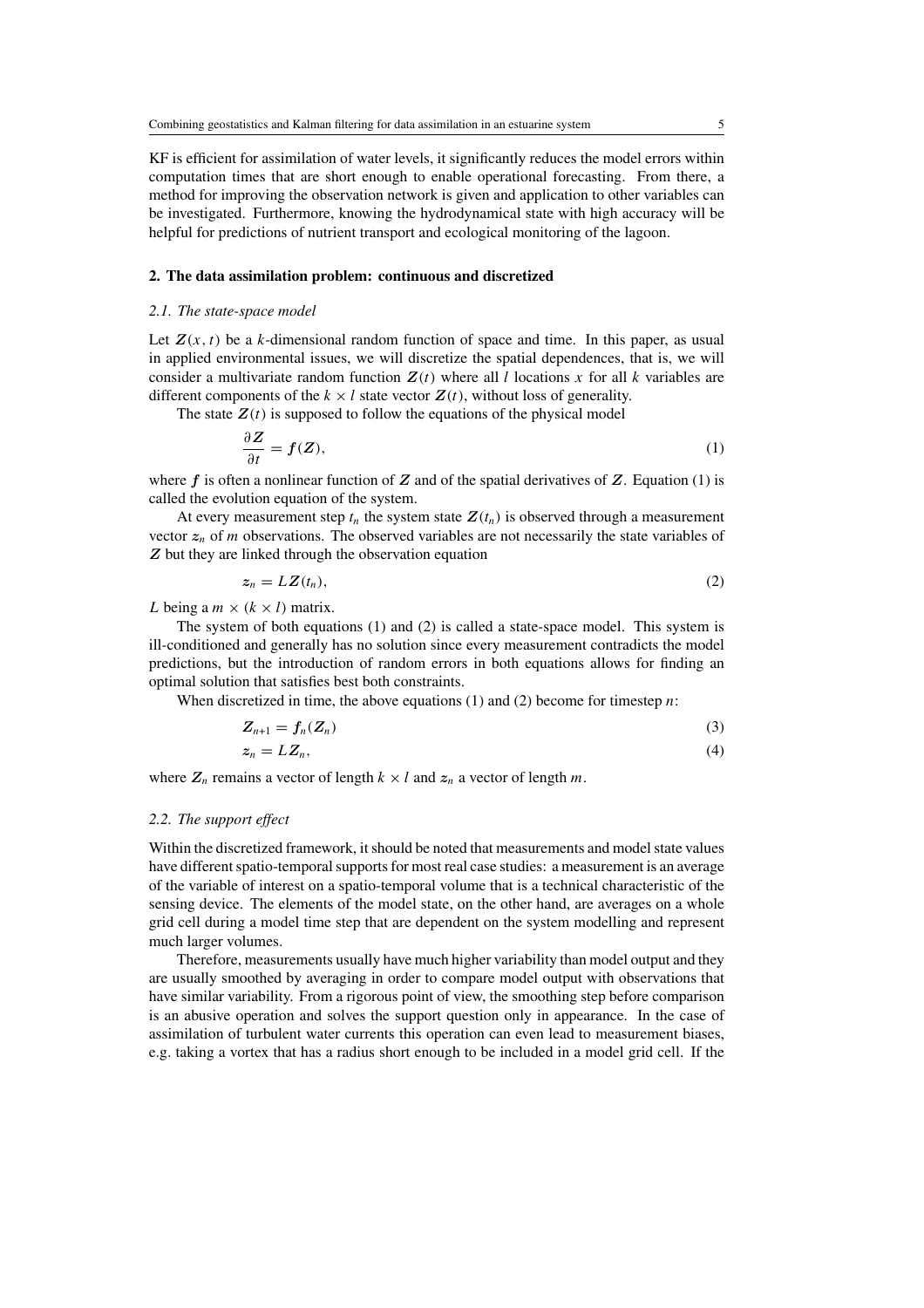KF is efficient for assimilation of water levels, it significantly reduces the model errors within computation times that are short enough to enable operational forecasting. From there, a method for improving the observation network is given and application to other variables can be investigated. Furthermore, knowing the hydrodynamical state with high accuracy will be helpful for predictions of nutrient transport and ecological monitoring of the lagoon.

## 2. The data assimilation problem: continuous and discretized

### *2.1. The state-space model*

Let $\boldsymbol{Z}(x,t)$ be a $k$-dimensional random function of space and time. In this paper, as usual in applied environmental issues, we will discretize the spatial dependences, that is, we will consider a multivariate random function $\boldsymbol{Z}(t)$ where all $l$ locations $x$ for all $k$ variables are different components of the $k \times l$ state vector $\boldsymbol{Z}(t)$, without loss of generality.

The state $\boldsymbol{Z}(t)$ is supposed to follow the equations of the physical model

$$\frac{\partial \boldsymbol{Z}}{\partial t} = \boldsymbol{f}(\boldsymbol{Z}), \tag{1}$$

where $\boldsymbol{f}$ is often a nonlinear function of $\boldsymbol{Z}$ and of the spatial derivatives of $\boldsymbol{Z}$. Equation (1) is called the evolution equation of the system.

At every measurement step $t_n$ the system state $\boldsymbol{Z}(t_n)$ is observed through a measurement vector $\boldsymbol{z}_n$ of $m$ observations. The observed variables are not necessarily the state variables of $\boldsymbol{Z}$ but they are linked through the observation equation

$$\boldsymbol{z}_n = L\boldsymbol{Z}(t_n), \tag{2}$$

$L$ being a $m \times (k \times l)$ matrix.

The system of both equations (1) and (2) is called a state-space model. This system is ill-conditioned and generally has no solution since every measurement contradicts the model predictions, but the introduction of random errors in both equations allows for finding an optimal solution that satisfies best both constraints.

When discretized in time, the above equations (1) and (2) become for timestep $n$:

$$\boldsymbol{Z}_{n+1} = \boldsymbol{f}_n(\boldsymbol{Z}_n) \tag{3}$$

$$\boldsymbol{z}_n = L\boldsymbol{Z}_n, \tag{4}$$

where $\boldsymbol{Z}_n$ remains a vector of length $k \times l$ and $\boldsymbol{z}_n$ a vector of length $m$.

### *2.2. The support effect*

Within the discretized framework, it should be noted that measurements and model state values have different spatio-temporal supports for most real case studies: a measurement is an average of the variable of interest on a spatio-temporal volume that is a technical characteristic of the sensing device. The elements of the model state, on the other hand, are averages on a whole grid cell during a model time step that are dependent on the system modelling and represent much larger volumes.

Therefore, measurements usually have much higher variability than model output and they are usually smoothed by averaging in order to compare model output with observations that have similar variability. From a rigorous point of view, the smoothing step before comparison is an abusive operation and solves the support question only in appearance. In the case of assimilation of turbulent water currents this operation can even lead to measurement biases, e.g. taking a vortex that has a radius short enough to be included in a model grid cell. If the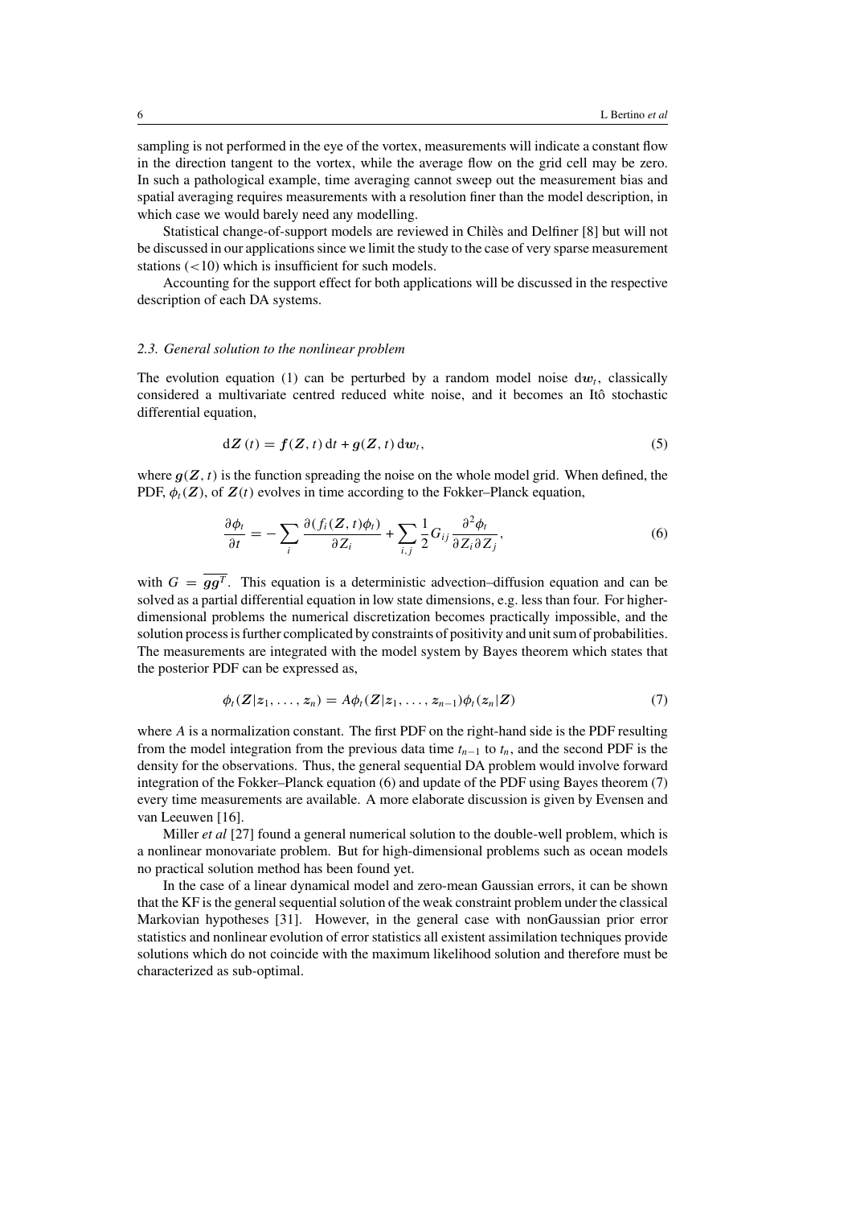sampling is not performed in the eye of the vortex, measurements will indicate a constant flow in the direction tangent to the vortex, while the average flow on the grid cell may be zero. In such a pathological example, time averaging cannot sweep out the measurement bias and spatial averaging requires measurements with a resolution finer than the model description, in which case we would barely need any modelling.

Statistical change-of-support models are reviewed in Chilès and Delfiner [8] but will not be discussed in our applications since we limit the study to the case of very sparse measurement stations ($<10$) which is insufficient for such models.

Accounting for the support effect for both applications will be discussed in the respective description of each DA systems.

### 2.3. General solution to the nonlinear problem

The evolution equation (1) can be perturbed by a random model noise $\mathrm{d}\boldsymbol{w}_t$, classically considered a multivariate centred reduced white noise, and it becomes an Itô stochastic differential equation,

$$\mathrm{d}\boldsymbol{Z}(t) = \boldsymbol{f}(\boldsymbol{Z}, t)\,\mathrm{d}t + \boldsymbol{g}(\boldsymbol{Z}, t)\,\mathrm{d}\boldsymbol{w}_t, \tag{5}$$

where $\boldsymbol{g}(\boldsymbol{Z}, t)$ is the function spreading the noise on the whole model grid. When defined, the PDF, $\phi_t(\boldsymbol{Z})$, of $\boldsymbol{Z}(t)$ evolves in time according to the Fokker–Planck equation,

$$\frac{\partial \phi_t}{\partial t} = -\sum_i \frac{\partial (f_i(\boldsymbol{Z}, t)\phi_t)}{\partial Z_i} + \sum_{i,j} \frac{1}{2} G_{ij} \frac{\partial^2 \phi_t}{\partial Z_i \partial Z_j}, \tag{6}$$

with $G = \overline{\boldsymbol{g}\boldsymbol{g}^T}$. This equation is a deterministic advection–diffusion equation and can be solved as a partial differential equation in low state dimensions, e.g. less than four. For higher-dimensional problems the numerical discretization becomes practically impossible, and the solution process is further complicated by constraints of positivity and unit sum of probabilities. The measurements are integrated with the model system by Bayes theorem which states that the posterior PDF can be expressed as,

$$\phi_t(\boldsymbol{Z}|\boldsymbol{z}_1, \ldots, \boldsymbol{z}_n) = A\phi_t(\boldsymbol{Z}|\boldsymbol{z}_1, \ldots, \boldsymbol{z}_{n-1})\phi_t(\boldsymbol{z}_n|\boldsymbol{Z}) \tag{7}$$

where $A$ is a normalization constant. The first PDF on the right-hand side is the PDF resulting from the model integration from the previous data time $t_{n-1}$ to $t_n$, and the second PDF is the density for the observations. Thus, the general sequential DA problem would involve forward integration of the Fokker–Planck equation (6) and update of the PDF using Bayes theorem (7) every time measurements are available. A more elaborate discussion is given by Evensen and van Leeuwen [16].

Miller *et al* [27] found a general numerical solution to the double-well problem, which is a nonlinear monovariate problem. But for high-dimensional problems such as ocean models no practical solution method has been found yet.

In the case of a linear dynamical model and zero-mean Gaussian errors, it can be shown that the KF is the general sequential solution of the weak constraint problem under the classical Markovian hypotheses [31]. However, in the general case with nonGaussian prior error statistics and nonlinear evolution of error statistics all existent assimilation techniques provide solutions which do not coincide with the maximum likelihood solution and therefore must be characterized as sub-optimal.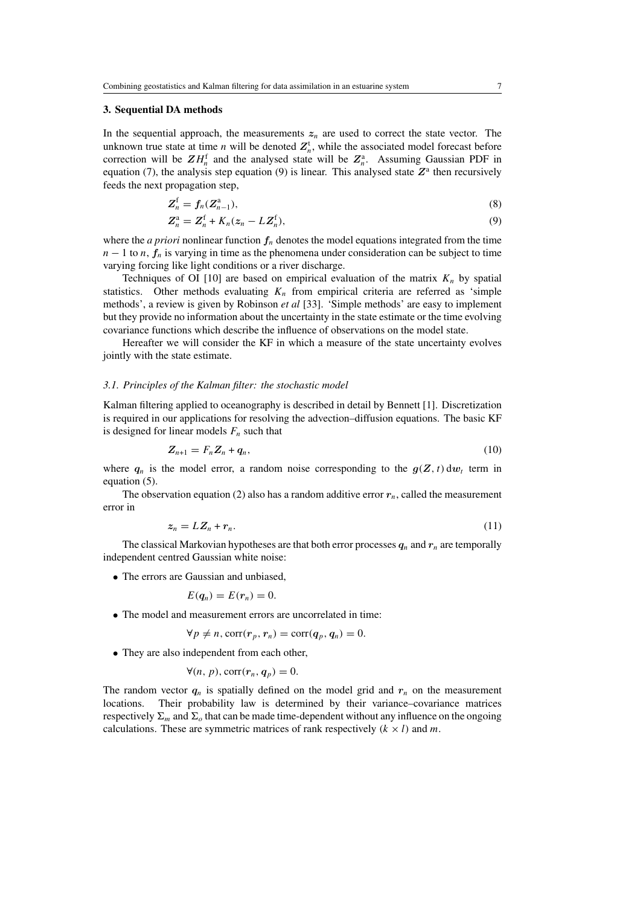## 3. Sequential DA methods

In the sequential approach, the measurements $\boldsymbol{z}_n$ are used to correct the state vector. The unknown true state at time $n$ will be denoted $\boldsymbol{Z}_n^{\mathrm{t}}$, while the associated model forecast before correction will be $\boldsymbol{Z}H_n^{\mathrm{f}}$ and the analysed state will be $\boldsymbol{Z}_n^{\mathrm{a}}$. Assuming Gaussian PDF in equation (7), the analysis step equation (9) is linear. This analysed state $\boldsymbol{Z}^{\mathrm{a}}$ then recursively feeds the next propagation step,

$$\boldsymbol{Z}_n^{\mathrm{f}} = \boldsymbol{f}_n(\boldsymbol{Z}_{n-1}^{\mathrm{a}}), \tag{8}$$

$$\boldsymbol{Z}_n^{\mathrm{a}} = \boldsymbol{Z}_n^{\mathrm{f}} + K_n(\boldsymbol{z}_n - L\boldsymbol{Z}_n^{\mathrm{f}}), \tag{9}$$

where the *a priori* nonlinear function $\boldsymbol{f}_n$ denotes the model equations integrated from the time $n-1$ to $n$, $\boldsymbol{f}_n$ is varying in time as the phenomena under consideration can be subject to time varying forcing like light conditions or a river discharge.

Techniques of OI [10] are based on empirical evaluation of the matrix $K_n$ by spatial statistics. Other methods evaluating $K_n$ from empirical criteria are referred as 'simple methods', a review is given by Robinson *et al* [33]. 'Simple methods' are easy to implement but they provide no information about the uncertainty in the state estimate or the time evolving covariance functions which describe the influence of observations on the model state.

Hereafter we will consider the KF in which a measure of the state uncertainty evolves jointly with the state estimate.

### *3.1. Principles of the Kalman filter: the stochastic model*

Kalman filtering applied to oceanography is described in detail by Bennett [1]. Discretization is required in our applications for resolving the advection–diffusion equations. The basic KF is designed for linear models $F_n$ such that

$$\boldsymbol{Z}_{n+1} = F_n\boldsymbol{Z}_n + \boldsymbol{q}_n, \tag{10}$$

where $\boldsymbol{q}_n$ is the model error, a random noise corresponding to the $\boldsymbol{g}(\boldsymbol{Z}, t)\,\mathrm{d}\boldsymbol{w}_t$ term in equation (5).

The observation equation (2) also has a random additive error $\boldsymbol{r}_n$, called the measurement error in

$$\boldsymbol{z}_n = L\boldsymbol{Z}_n + \boldsymbol{r}_n. \tag{11}$$

The classical Markovian hypotheses are that both error processes $\boldsymbol{q}_n$ and $\boldsymbol{r}_n$ are temporally independent centred Gaussian white noise:

- The errors are Gaussian and unbiased,

  $$E(\boldsymbol{q}_n) = E(\boldsymbol{r}_n) = 0.$$

- The model and measurement errors are uncorrelated in time:

  $$\forall p \neq n, \operatorname{corr}(\boldsymbol{r}_p, \boldsymbol{r}_n) = \operatorname{corr}(\boldsymbol{q}_p, \boldsymbol{q}_n) = 0.$$

- They are also independent from each other,

  $$\forall (n, p), \operatorname{corr}(\boldsymbol{r}_n, \boldsymbol{q}_p) = 0.$$

The random vector $\boldsymbol{q}_n$ is spatially defined on the model grid and $\boldsymbol{r}_n$ on the measurement locations. Their probability law is determined by their variance–covariance matrices respectively $\Sigma_m$ and $\Sigma_o$ that can be made time-dependent without any influence on the ongoing calculations. These are symmetric matrices of rank respectively $(k \times l)$ and $m$.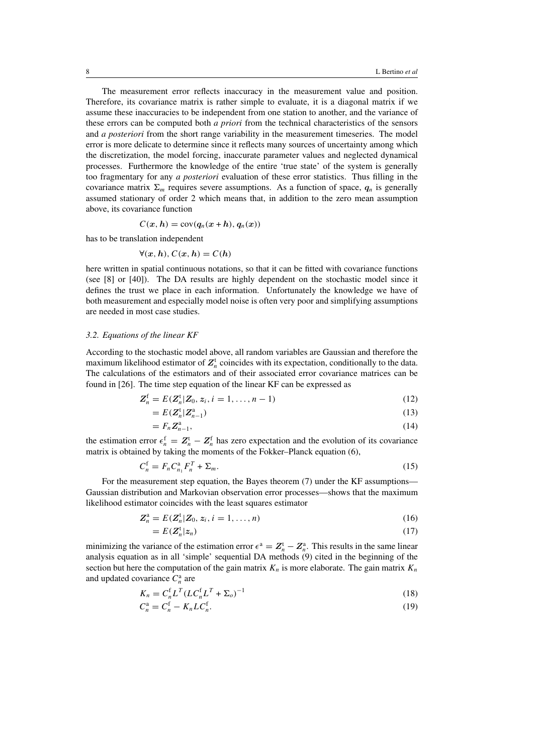The measurement error reflects inaccuracy in the measurement value and position. Therefore, its covariance matrix is rather simple to evaluate, it is a diagonal matrix if we assume these inaccuracies to be independent from one station to another, and the variance of these errors can be computed both *a priori* from the technical characteristics of the sensors and *a posteriori* from the short range variability in the measurement timeseries. The model error is more delicate to determine since it reflects many sources of uncertainty among which the discretization, the model forcing, inaccurate parameter values and neglected dynamical processes. Furthermore the knowledge of the entire 'true state' of the system is generally too fragmentary for any *a posteriori* evaluation of these error statistics. Thus filling in the covariance matrix $\Sigma_m$ requires severe assumptions. As a function of space, $\boldsymbol{q}_n$ is generally assumed stationary of order 2 which means that, in addition to the zero mean assumption above, its covariance function

$$C(\boldsymbol{x}, \boldsymbol{h}) = \mathrm{cov}(\boldsymbol{q}_n(\boldsymbol{x} + \boldsymbol{h}), \boldsymbol{q}_n(\boldsymbol{x}))$$

has to be translation independent

$$\forall(\boldsymbol{x}, \boldsymbol{h}), C(\boldsymbol{x}, \boldsymbol{h}) = C(\boldsymbol{h})$$

here written in spatial continuous notations, so that it can be fitted with covariance functions (see [8] or [40]). The DA results are highly dependent on the stochastic model since it defines the trust we place in each information. Unfortunately the knowledge we have of both measurement and especially model noise is often very poor and simplifying assumptions are needed in most case studies.

### *3.2. Equations of the linear KF*

According to the stochastic model above, all random variables are Gaussian and therefore the maximum likelihood estimator of $\boldsymbol{Z}_n^{\mathrm{t}}$ coincides with its expectation, conditionally to the data. The calculations of the estimators and of their associated error covariance matrices can be found in [26]. The time step equation of the linear KF can be expressed as

$$\boldsymbol{Z}_n^{\mathrm{f}} = E(\boldsymbol{Z}_n^{\mathrm{t}} | \boldsymbol{Z}_0, \boldsymbol{z}_i, i = 1, \ldots, n-1) \tag{12}$$

$$= E(\boldsymbol{Z}_n^{\mathrm{t}} | \boldsymbol{Z}_{n-1}^{\mathrm{a}}) \tag{13}$$

$$= F_n \boldsymbol{Z}_{n-1}^{\mathrm{a}}, \tag{14}$$

the estimation error $\epsilon_n^{\mathrm{f}} = \boldsymbol{Z}_n^{\mathrm{t}} - \boldsymbol{Z}_n^{\mathrm{f}}$ has zero expectation and the evolution of its covariance matrix is obtained by taking the moments of the Fokker–Planck equation (6),

$$C_n^{\mathrm{f}} = F_n C_{n_1}^{\mathrm{a}} F_n^T + \Sigma_m. \tag{15}$$

For the measurement step equation, the Bayes theorem (7) under the KF assumptions—Gaussian distribution and Markovian observation error processes—shows that the maximum likelihood estimator coincides with the least squares estimator

$$\boldsymbol{Z}_n^{\mathrm{a}} = E(\boldsymbol{Z}_n^{\mathrm{t}} | \boldsymbol{Z}_0, \boldsymbol{z}_i, i = 1, \ldots, n) \tag{16}$$

$$= E(\boldsymbol{Z}_n^{\mathrm{t}} | \boldsymbol{z}_n) \tag{17}$$

minimizing the variance of the estimation error $\epsilon^{\mathrm{a}} = \boldsymbol{Z}_n^{\mathrm{t}} - \boldsymbol{Z}_n^{\mathrm{a}}$. This results in the same linear analysis equation as in all 'simple' sequential DA methods (9) cited in the beginning of the section but here the computation of the gain matrix $K_n$ is more elaborate. The gain matrix $K_n$ and updated covariance $C_n^{\mathrm{a}}$ are

$$K_n = C_n^{\mathrm{f}} L^T (L C_n^{\mathrm{f}} L^T + \Sigma_o)^{-1} \tag{18}$$

$$C_n^{\mathrm{a}} = C_n^{\mathrm{f}} - K_n L C_n^{\mathrm{f}}. \tag{19}$$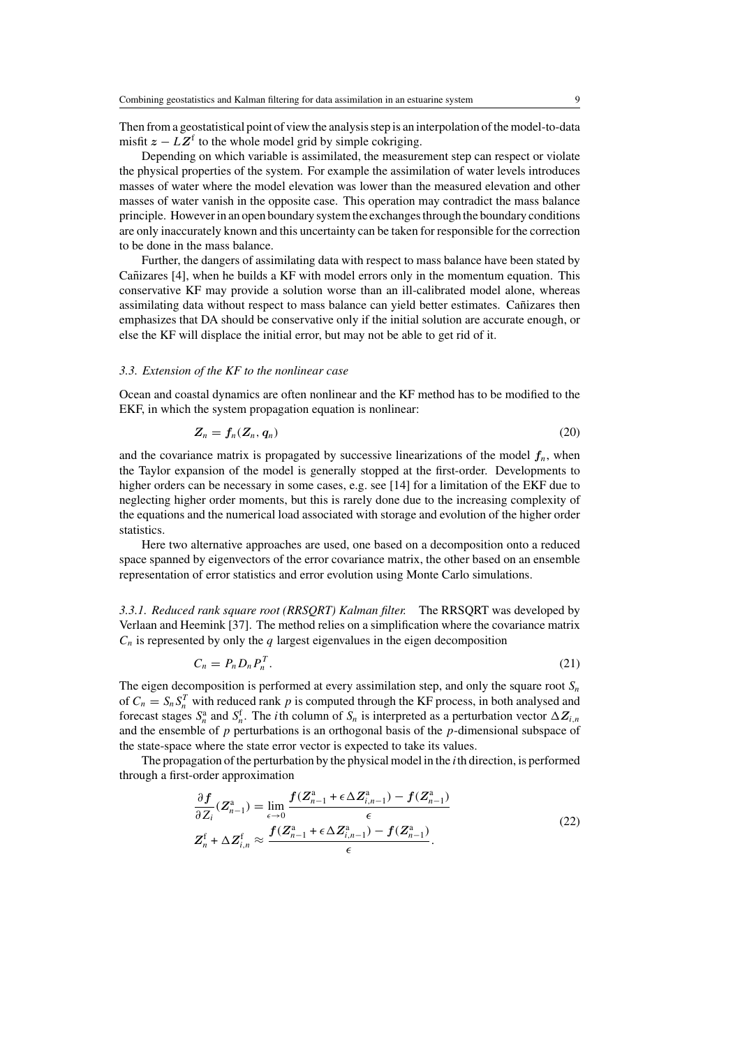Then from a geostatistical point of view the analysis step is an interpolation of the model-to-data misfit $z - LZ^{\mathrm{f}}$ to the whole model grid by simple cokriging.

Depending on which variable is assimilated, the measurement step can respect or violate the physical properties of the system. For example the assimilation of water levels introduces masses of water where the model elevation was lower than the measured elevation and other masses of water vanish in the opposite case. This operation may contradict the mass balance principle. However in an open boundary system the exchanges through the boundary conditions are only inaccurately known and this uncertainty can be taken for responsible for the correction to be done in the mass balance.

Further, the dangers of assimilating data with respect to mass balance have been stated by Cañizares [4], when he builds a KF with model errors only in the momentum equation. This conservative KF may provide a solution worse than an ill-calibrated model alone, whereas assimilating data without respect to mass balance can yield better estimates. Cañizares then emphasizes that DA should be conservative only if the initial solution are accurate enough, or else the KF will displace the initial error, but may not be able to get rid of it.

### *3.3. Extension of the KF to the nonlinear case*

Ocean and coastal dynamics are often nonlinear and the KF method has to be modified to the EKF, in which the system propagation equation is nonlinear:

$$Z_n = f_n(Z_n, q_n) \tag{20}$$

and the covariance matrix is propagated by successive linearizations of the model $f_n$, when the Taylor expansion of the model is generally stopped at the first-order. Developments to higher orders can be necessary in some cases, e.g. see [14] for a limitation of the EKF due to neglecting higher order moments, but this is rarely done due to the increasing complexity of the equations and the numerical load associated with storage and evolution of the higher order statistics.

Here two alternative approaches are used, one based on a decomposition onto a reduced space spanned by eigenvectors of the error covariance matrix, the other based on an ensemble representation of error statistics and error evolution using Monte Carlo simulations.

*3.3.1. Reduced rank square root (RRSQRT) Kalman filter.* The RRSQRT was developed by Verlaan and Heemink [37]. The method relies on a simplification where the covariance matrix $C_n$ is represented by only the $q$ largest eigenvalues in the eigen decomposition

$$C_n = P_n D_n P_n^T. \tag{21}$$

The eigen decomposition is performed at every assimilation step, and only the square root $S_n$ of $C_n = S_n S_n^T$ with reduced rank $p$ is computed through the KF process, in both analysed and forecast stages $S_n^{\mathrm{a}}$ and $S_n^{\mathrm{f}}$. The $i$th column of $S_n$ is interpreted as a perturbation vector $\Delta Z_{i,n}$ and the ensemble of $p$ perturbations is an orthogonal basis of the $p$-dimensional subspace of the state-space where the state error vector is expected to take its values.

The propagation of the perturbation by the physical model in the $i$th direction, is performed through a first-order approximation

$$\begin{aligned}
\frac{\partial f}{\partial Z_i}(Z_{n-1}^{\mathrm{a}}) &= \lim_{\epsilon \to 0} \frac{f(Z_{n-1}^{\mathrm{a}} + \epsilon \Delta Z_{i,n-1}^{\mathrm{a}}) - f(Z_{n-1}^{\mathrm{a}})}{\epsilon} \\
Z_n^{\mathrm{f}} + \Delta Z_{i,n}^{\mathrm{f}} &\approx \frac{f(Z_{n-1}^{\mathrm{a}} + \epsilon \Delta Z_{i,n-1}^{\mathrm{a}}) - f(Z_{n-1}^{\mathrm{a}})}{\epsilon}.
\end{aligned} \tag{22}$$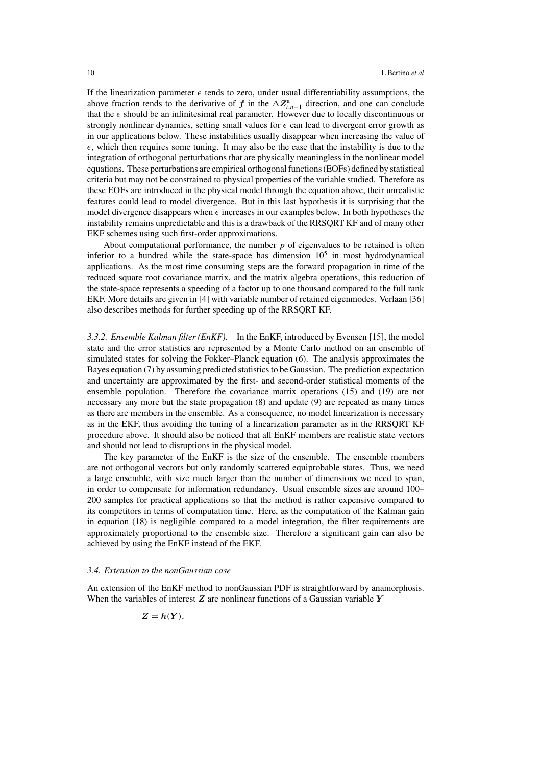If the linearization parameter $\epsilon$ tends to zero, under usual differentiability assumptions, the above fraction tends to the derivative of $\boldsymbol{f}$ in the $\Delta \boldsymbol{Z}^{\mathrm{a}}_{i,n-1}$ direction, and one can conclude that the $\epsilon$ should be an infinitesimal real parameter. However due to locally discontinuous or strongly nonlinear dynamics, setting small values for $\epsilon$ can lead to divergent error growth as in our applications below. These instabilities usually disappear when increasing the value of $\epsilon$, which then requires some tuning. It may also be the case that the instability is due to the integration of orthogonal perturbations that are physically meaningless in the nonlinear model equations. These perturbations are empirical orthogonal functions (EOFs) defined by statistical criteria but may not be constrained to physical properties of the variable studied. Therefore as these EOFs are introduced in the physical model through the equation above, their unrealistic features could lead to model divergence. But in this last hypothesis it is surprising that the model divergence disappears when $\epsilon$ increases in our examples below. In both hypotheses the instability remains unpredictable and this is a drawback of the RRSQRT KF and of many other EKF schemes using such first-order approximations.

About computational performance, the number $p$ of eigenvalues to be retained is often inferior to a hundred while the state-space has dimension $10^5$ in most hydrodynamical applications. As the most time consuming steps are the forward propagation in time of the reduced square root covariance matrix, and the matrix algebra operations, this reduction of the state-space represents a speeding of a factor up to one thousand compared to the full rank EKF. More details are given in [4] with variable number of retained eigenmodes. Verlaan [36] also describes methods for further speeding up of the RRSQRT KF.

*3.3.2. Ensemble Kalman filter (EnKF).* In the EnKF, introduced by Evensen [15], the model state and the error statistics are represented by a Monte Carlo method on an ensemble of simulated states for solving the Fokker–Planck equation (6). The analysis approximates the Bayes equation (7) by assuming predicted statistics to be Gaussian. The prediction expectation and uncertainty are approximated by the first- and second-order statistical moments of the ensemble population. Therefore the covariance matrix operations (15) and (19) are not necessary any more but the state propagation (8) and update (9) are repeated as many times as there are members in the ensemble. As a consequence, no model linearization is necessary as in the EKF, thus avoiding the tuning of a linearization parameter as in the RRSQRT KF procedure above. It should also be noticed that all EnKF members are realistic state vectors and should not lead to disruptions in the physical model.

The key parameter of the EnKF is the size of the ensemble. The ensemble members are not orthogonal vectors but only randomly scattered equiprobable states. Thus, we need a large ensemble, with size much larger than the number of dimensions we need to span, in order to compensate for information redundancy. Usual ensemble sizes are around 100–200 samples for practical applications so that the method is rather expensive compared to its competitors in terms of computation time. Here, as the computation of the Kalman gain in equation (18) is negligible compared to a model integration, the filter requirements are approximately proportional to the ensemble size. Therefore a significant gain can also be achieved by using the EnKF instead of the EKF.

### *3.4. Extension to the nonGaussian case*

An extension of the EnKF method to nonGaussian PDF is straightforward by anamorphosis. When the variables of interest $\boldsymbol{Z}$ are nonlinear functions of a Gaussian variable $\boldsymbol{Y}$

$$\boldsymbol{Z} = \boldsymbol{h}(\boldsymbol{Y}),$$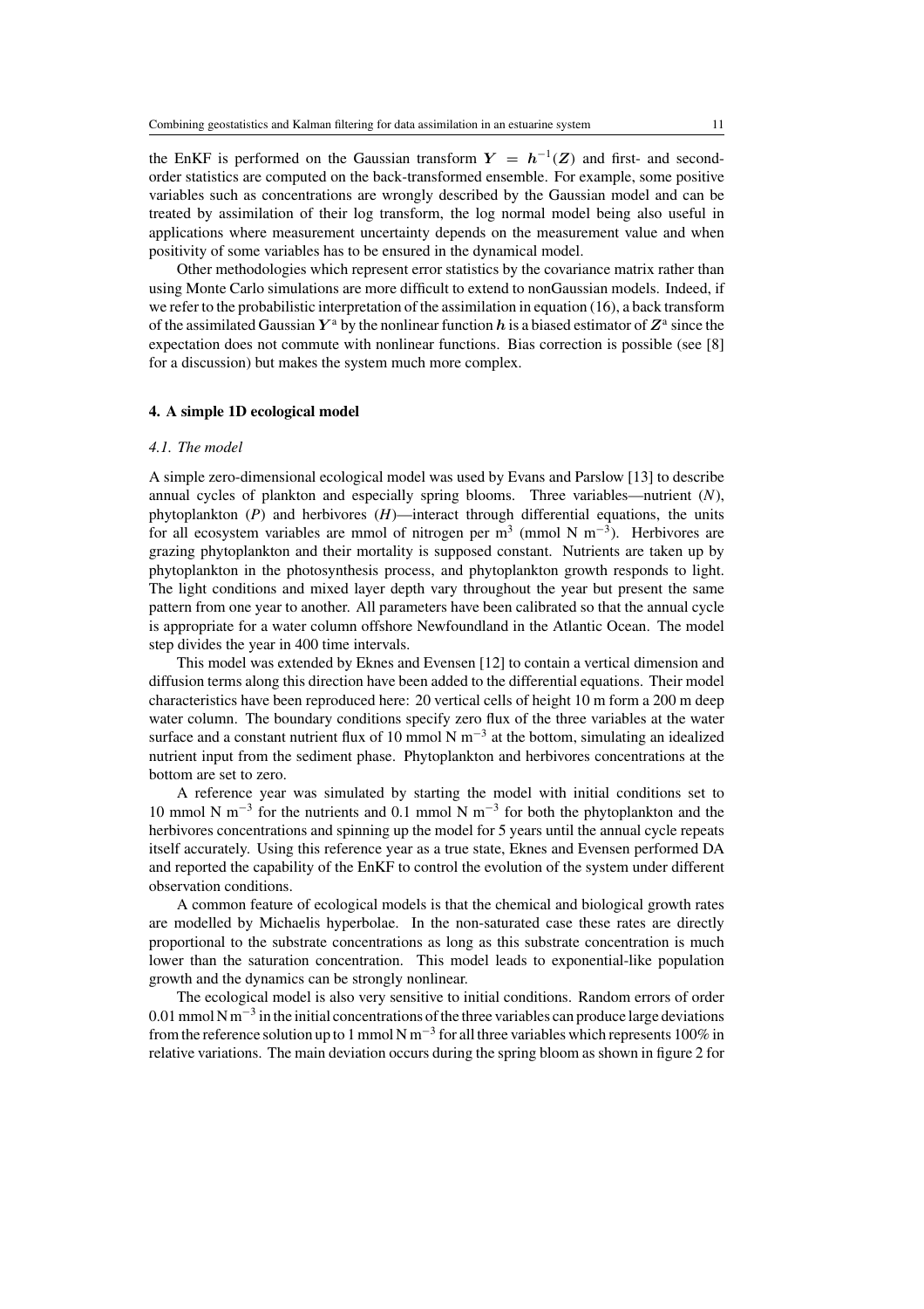the EnKF is performed on the Gaussian transform $\boldsymbol{Y} = \boldsymbol{h}^{-1}(\boldsymbol{Z})$ and first- and second-order statistics are computed on the back-transformed ensemble. For example, some positive variables such as concentrations are wrongly described by the Gaussian model and can be treated by assimilation of their log transform, the log normal model being also useful in applications where measurement uncertainty depends on the measurement value and when positivity of some variables has to be ensured in the dynamical model.

Other methodologies which represent error statistics by the covariance matrix rather than using Monte Carlo simulations are more difficult to extend to nonGaussian models. Indeed, if we refer to the probabilistic interpretation of the assimilation in equation (16), a back transform of the assimilated Gaussian $\boldsymbol{Y}^{\mathrm{a}}$ by the nonlinear function $\boldsymbol{h}$ is a biased estimator of $\boldsymbol{Z}^{\mathrm{a}}$ since the expectation does not commute with nonlinear functions. Bias correction is possible (see [8] for a discussion) but makes the system much more complex.

## 4. A simple 1D ecological model

### *4.1. The model*

A simple zero-dimensional ecological model was used by Evans and Parslow [13] to describe annual cycles of plankton and especially spring blooms. Three variables—nutrient ($N$), phytoplankton ($P$) and herbivores ($H$)—interact through differential equations, the units for all ecosystem variables are mmol of nitrogen per m$^3$ (mmol N m$^{-3}$). Herbivores are grazing phytoplankton and their mortality is supposed constant. Nutrients are taken up by phytoplankton in the photosynthesis process, and phytoplankton growth responds to light. The light conditions and mixed layer depth vary throughout the year but present the same pattern from one year to another. All parameters have been calibrated so that the annual cycle is appropriate for a water column offshore Newfoundland in the Atlantic Ocean. The model step divides the year in 400 time intervals.

This model was extended by Eknes and Evensen [12] to contain a vertical dimension and diffusion terms along this direction have been added to the differential equations. Their model characteristics have been reproduced here: 20 vertical cells of height 10 m form a 200 m deep water column. The boundary conditions specify zero flux of the three variables at the water surface and a constant nutrient flux of 10 mmol N m$^{-3}$ at the bottom, simulating an idealized nutrient input from the sediment phase. Phytoplankton and herbivores concentrations at the bottom are set to zero.

A reference year was simulated by starting the model with initial conditions set to 10 mmol N m$^{-3}$ for the nutrients and 0.1 mmol N m$^{-3}$ for both the phytoplankton and the herbivores concentrations and spinning up the model for 5 years until the annual cycle repeats itself accurately. Using this reference year as a true state, Eknes and Evensen performed DA and reported the capability of the EnKF to control the evolution of the system under different observation conditions.

A common feature of ecological models is that the chemical and biological growth rates are modelled by Michaelis hyperbolae. In the non-saturated case these rates are directly proportional to the substrate concentrations as long as this substrate concentration is much lower than the saturation concentration. This model leads to exponential-like population growth and the dynamics can be strongly nonlinear.

The ecological model is also very sensitive to initial conditions. Random errors of order 0.01 mmol N m$^{-3}$ in the initial concentrations of the three variables can produce large deviations from the reference solution up to 1 mmol N m$^{-3}$ for all three variables which represents 100% in relative variations. The main deviation occurs during the spring bloom as shown in figure 2 for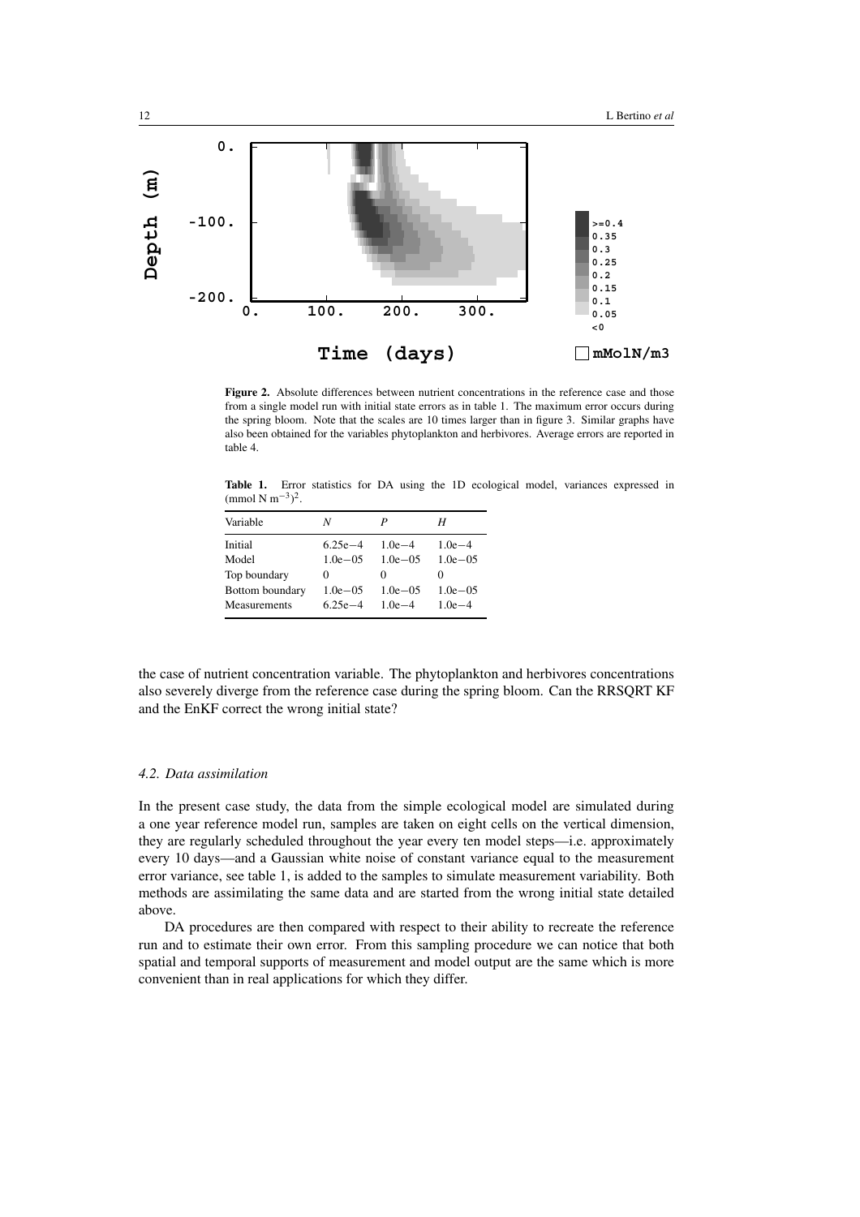**Figure 2.** Absolute differences between nutrient concentrations in the reference case and those from a single model run with initial state errors as in table 1. The maximum error occurs during the spring bloom. Note that the scales are 10 times larger than in figure 3. Similar graphs have also been obtained for the variables phytoplankton and herbivores. Average errors are reported in table 4.

**Table 1.** Error statistics for DA using the 1D ecological model, variances expressed in $(\text{mmol N m}^{-3})^2$.

| Variable | $N$ | $P$ | $H$ |
|---|---|---|---|
| Initial | 6.25e−4 | 1.0e−4 | 1.0e−4 |
| Model | 1.0e−05 | 1.0e−05 | 1.0e−05 |
| Top boundary | 0 | 0 | 0 |
| Bottom boundary | 1.0e−05 | 1.0e−05 | 1.0e−05 |
| Measurements | 6.25e−4 | 1.0e−4 | 1.0e−4 |

the case of nutrient concentration variable. The phytoplankton and herbivores concentrations also severely diverge from the reference case during the spring bloom. Can the RRSQRT KF and the EnKF correct the wrong initial state?

### *4.2. Data assimilation*

In the present case study, the data from the simple ecological model are simulated during a one year reference model run, samples are taken on eight cells on the vertical dimension, they are regularly scheduled throughout the year every ten model steps—i.e. approximately every 10 days—and a Gaussian white noise of constant variance equal to the measurement error variance, see table 1, is added to the samples to simulate measurement variability. Both methods are assimilating the same data and are started from the wrong initial state detailed above.

DA procedures are then compared with respect to their ability to recreate the reference run and to estimate their own error. From this sampling procedure we can notice that both spatial and temporal supports of measurement and model output are the same which is more convenient than in real applications for which they differ.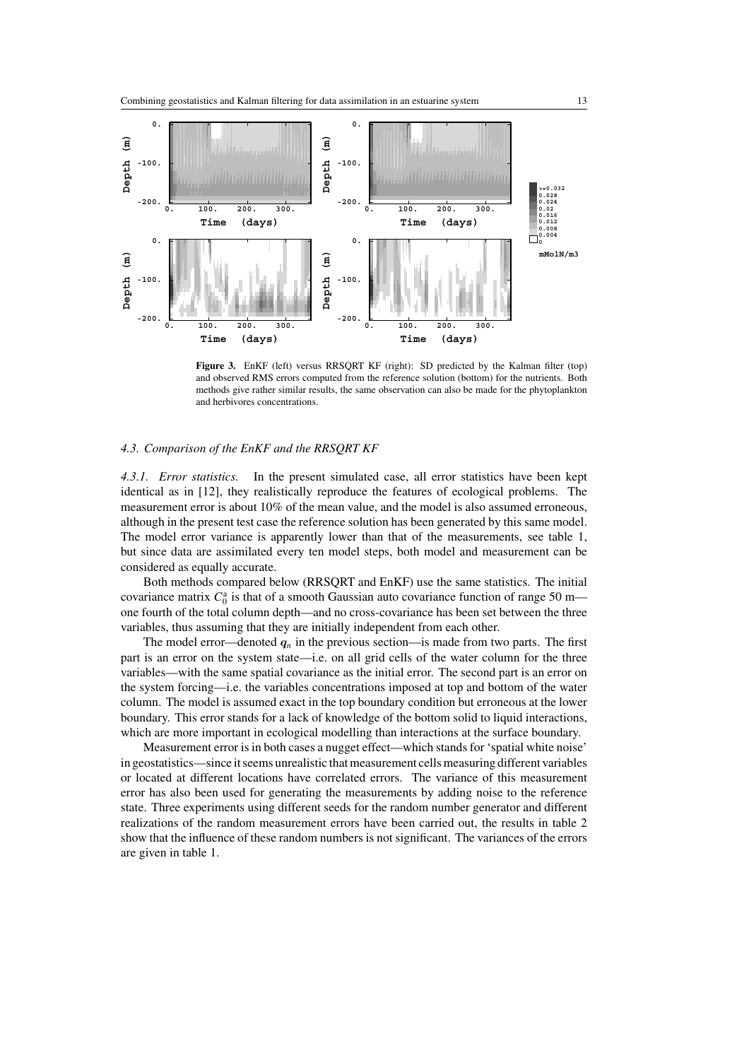**Figure 3.** EnKF (left) versus RRSQRT KF (right): SD predicted by the Kalman filter (top) and observed RMS errors computed from the reference solution (bottom) for the nutrients. Both methods give rather similar results, the same observation can also be made for the phytoplankton and herbivores concentrations.

### 4.3. Comparison of the EnKF and the RRSQRT KF

*4.3.1. Error statistics.* In the present simulated case, all error statistics have been kept identical as in [12], they realistically reproduce the features of ecological problems. The measurement error is about 10% of the mean value, and the model is also assumed erroneous, although in the present test case the reference solution has been generated by this same model. The model error variance is apparently lower than that of the measurements, see table 1, but since data are assimilated every ten model steps, both model and measurement can be considered as equally accurate.

Both methods compared below (RRSQRT and EnKF) use the same statistics. The initial covariance matrix $C_0^a$ is that of a smooth Gaussian auto covariance function of range 50 m—one fourth of the total column depth—and no cross-covariance has been set between the three variables, thus assuming that they are initially independent from each other.

The model error—denoted $\boldsymbol{q}_n$ in the previous section—is made from two parts. The first part is an error on the system state—i.e. on all grid cells of the water column for the three variables—with the same spatial covariance as the initial error. The second part is an error on the system forcing—i.e. the variables concentrations imposed at top and bottom of the water column. The model is assumed exact in the top boundary condition but erroneous at the lower boundary. This error stands for a lack of knowledge of the bottom solid to liquid interactions, which are more important in ecological modelling than interactions at the surface boundary.

Measurement error is in both cases a nugget effect—which stands for 'spatial white noise' in geostatistics—since it seems unrealistic that measurement cells measuring different variables or located at different locations have correlated errors. The variance of this measurement error has also been used for generating the measurements by adding noise to the reference state. Three experiments using different seeds for the random number generator and different realizations of the random measurement errors have been carried out, the results in table 2 show that the influence of these random numbers is not significant. The variances of the errors are given in table 1.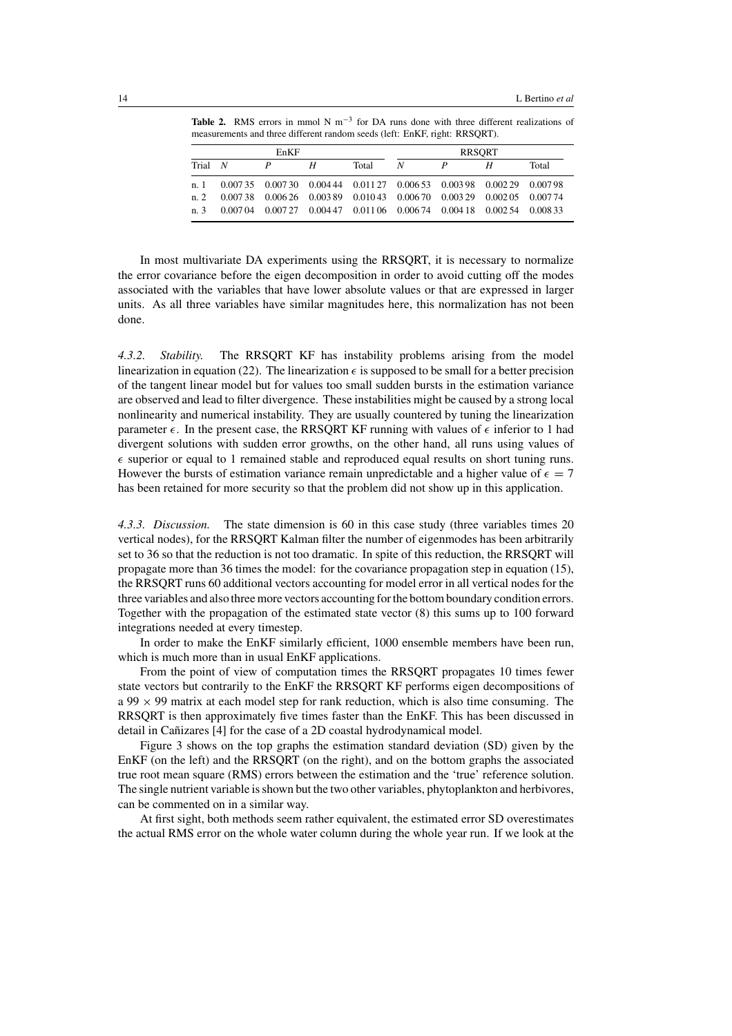**Table 2.** RMS errors in mmol N m$^{-3}$ for DA runs done with three different realizations of measurements and three different random seeds (left: EnKF, right: RRSQRT).

| | EnKF | | | | RRSQRT | | | |
|---|---|---|---|---|---|---|---|---|
| Trial | $N$ | $P$ | $H$ | Total | $N$ | $P$ | $H$ | Total |
| n. 1 | 0.007 35 | 0.007 30 | 0.004 44 | 0.011 27 | 0.006 53 | 0.003 98 | 0.002 29 | 0.007 98 |
| n. 2 | 0.007 38 | 0.006 26 | 0.003 89 | 0.010 43 | 0.006 70 | 0.003 29 | 0.002 05 | 0.007 74 |
| n. 3 | 0.007 04 | 0.007 27 | 0.004 47 | 0.011 06 | 0.006 74 | 0.004 18 | 0.002 54 | 0.008 33 |

In most multivariate DA experiments using the RRSQRT, it is necessary to normalize the error covariance before the eigen decomposition in order to avoid cutting off the modes associated with the variables that have lower absolute values or that are expressed in larger units. As all three variables have similar magnitudes here, this normalization has not been done.

*4.3.2. Stability.* The RRSQRT KF has instability problems arising from the model linearization in equation (22). The linearization $\epsilon$ is supposed to be small for a better precision of the tangent linear model but for values too small sudden bursts in the estimation variance are observed and lead to filter divergence. These instabilities might be caused by a strong local nonlinearity and numerical instability. They are usually countered by tuning the linearization parameter $\epsilon$. In the present case, the RRSQRT KF running with values of $\epsilon$ inferior to 1 had divergent solutions with sudden error growths, on the other hand, all runs using values of $\epsilon$ superior or equal to 1 remained stable and reproduced equal results on short tuning runs. However the bursts of estimation variance remain unpredictable and a higher value of $\epsilon = 7$ has been retained for more security so that the problem did not show up in this application.

*4.3.3. Discussion.* The state dimension is 60 in this case study (three variables times 20 vertical nodes), for the RRSQRT Kalman filter the number of eigenmodes has been arbitrarily set to 36 so that the reduction is not too dramatic. In spite of this reduction, the RRSQRT will propagate more than 36 times the model: for the covariance propagation step in equation (15), the RRSQRT runs 60 additional vectors accounting for model error in all vertical nodes for the three variables and also three more vectors accounting for the bottom boundary condition errors. Together with the propagation of the estimated state vector (8) this sums up to 100 forward integrations needed at every timestep.

In order to make the EnKF similarly efficient, 1000 ensemble members have been run, which is much more than in usual EnKF applications.

From the point of view of computation times the RRSQRT propagates 10 times fewer state vectors but contrarily to the EnKF the RRSQRT KF performs eigen decompositions of a $99 \times 99$ matrix at each model step for rank reduction, which is also time consuming. The RRSQRT is then approximately five times faster than the EnKF. This has been discussed in detail in Cañizares [4] for the case of a 2D coastal hydrodynamical model.

Figure 3 shows on the top graphs the estimation standard deviation (SD) given by the EnKF (on the left) and the RRSQRT (on the right), and on the bottom graphs the associated true root mean square (RMS) errors between the estimation and the 'true' reference solution. The single nutrient variable is shown but the two other variables, phytoplankton and herbivores, can be commented on in a similar way.

At first sight, both methods seem rather equivalent, the estimated error SD overestimates the actual RMS error on the whole water column during the whole year run. If we look at the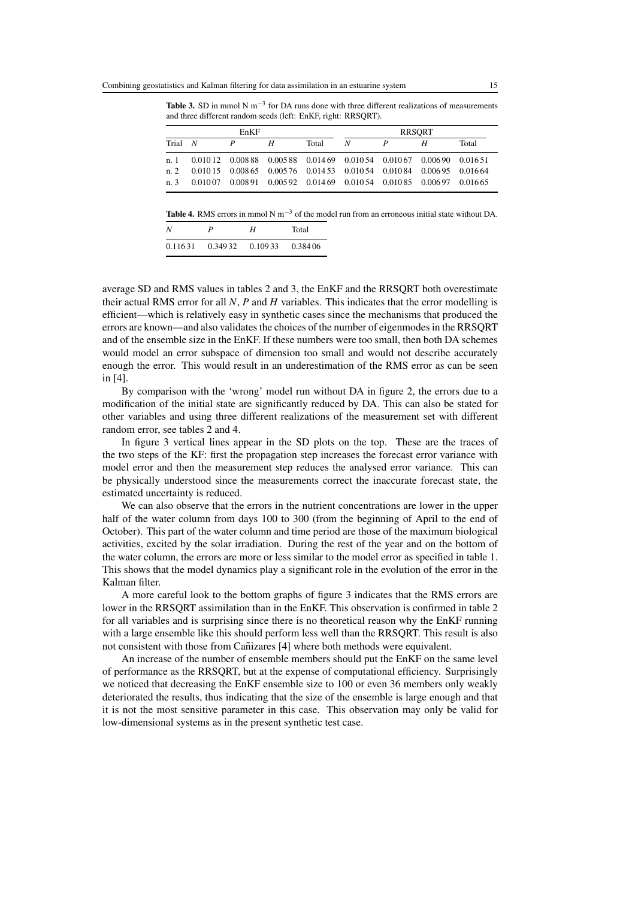**Table 3.** SD in mmol N m$^{-3}$ for DA runs done with three different realizations of measurements and three different random seeds (left: EnKF, right: RRSQRT).

| | EnKF | | | | RRSQRT | | | |
|---|---|---|---|---|---|---|---|---|
| Trial | $N$ | $P$ | $H$ | Total | $N$ | $P$ | $H$ | Total |
| n. 1 | 0.010 12 | 0.008 88 | 0.005 88 | 0.014 69 | 0.010 54 | 0.010 67 | 0.006 90 | 0.016 51 |
| n. 2 | 0.010 15 | 0.008 65 | 0.005 76 | 0.014 53 | 0.010 54 | 0.010 84 | 0.006 95 | 0.016 64 |
| n. 3 | 0.010 07 | 0.008 91 | 0.005 92 | 0.014 69 | 0.010 54 | 0.010 85 | 0.006 97 | 0.016 65 |

**Table 4.** RMS errors in mmol N m$^{-3}$ of the model run from an erroneous initial state without DA.

| $N$ | $P$ | $H$ | Total |
|---|---|---|---|
| 0.116 31 | 0.349 32 | 0.109 33 | 0.384 06 |

average SD and RMS values in tables 2 and 3, the EnKF and the RRSQRT both overestimate their actual RMS error for all $N$, $P$ and $H$ variables. This indicates that the error modelling is efficient—which is relatively easy in synthetic cases since the mechanisms that produced the errors are known—and also validates the choices of the number of eigenmodes in the RRSQRT and of the ensemble size in the EnKF. If these numbers were too small, then both DA schemes would model an error subspace of dimension too small and would not describe accurately enough the error. This would result in an underestimation of the RMS error as can be seen in [4].

By comparison with the 'wrong' model run without DA in figure 2, the errors due to a modification of the initial state are significantly reduced by DA. This can also be stated for other variables and using three different realizations of the measurement set with different random error, see tables 2 and 4.

In figure 3 vertical lines appear in the SD plots on the top. These are the traces of the two steps of the KF: first the propagation step increases the forecast error variance with model error and then the measurement step reduces the analysed error variance. This can be physically understood since the measurements correct the inaccurate forecast state, the estimated uncertainty is reduced.

We can also observe that the errors in the nutrient concentrations are lower in the upper half of the water column from days 100 to 300 (from the beginning of April to the end of October). This part of the water column and time period are those of the maximum biological activities, excited by the solar irradiation. During the rest of the year and on the bottom of the water column, the errors are more or less similar to the model error as specified in table 1. This shows that the model dynamics play a significant role in the evolution of the error in the Kalman filter.

A more careful look to the bottom graphs of figure 3 indicates that the RMS errors are lower in the RRSQRT assimilation than in the EnKF. This observation is confirmed in table 2 for all variables and is surprising since there is no theoretical reason why the EnKF running with a large ensemble like this should perform less well than the RRSQRT. This result is also not consistent with those from Cañizares [4] where both methods were equivalent.

An increase of the number of ensemble members should put the EnKF on the same level of performance as the RRSQRT, but at the expense of computational efficiency. Surprisingly we noticed that decreasing the EnKF ensemble size to 100 or even 36 members only weakly deteriorated the results, thus indicating that the size of the ensemble is large enough and that it is not the most sensitive parameter in this case. This observation may only be valid for low-dimensional systems as in the present synthetic test case.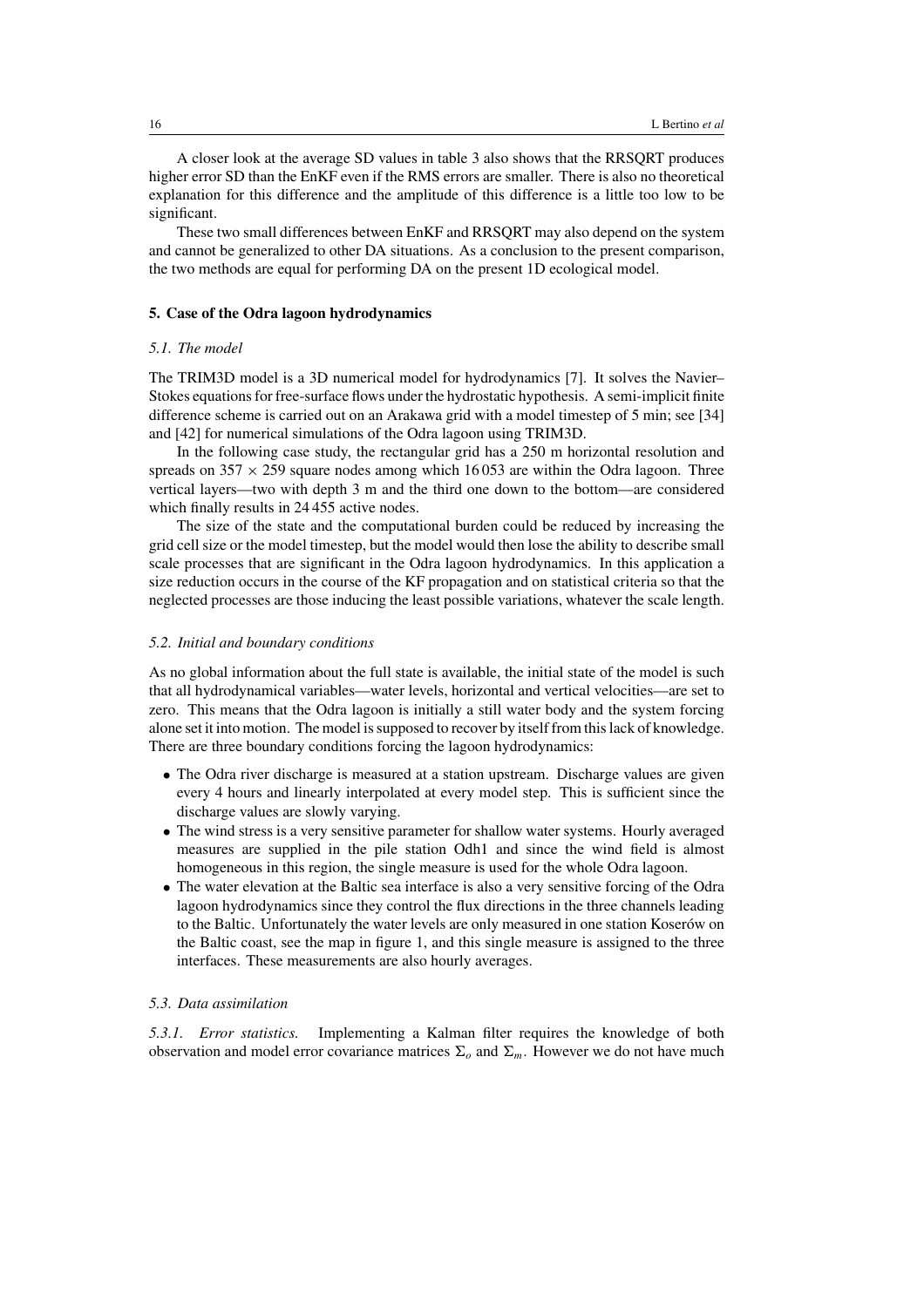A closer look at the average SD values in table 3 also shows that the RRSQRT produces higher error SD than the EnKF even if the RMS errors are smaller. There is also no theoretical explanation for this difference and the amplitude of this difference is a little too low to be significant.

These two small differences between EnKF and RRSQRT may also depend on the system and cannot be generalized to other DA situations. As a conclusion to the present comparison, the two methods are equal for performing DA on the present 1D ecological model.

## 5. Case of the Odra lagoon hydrodynamics

### *5.1. The model*

The TRIM3D model is a 3D numerical model for hydrodynamics [7]. It solves the Navier–Stokes equations for free-surface flows under the hydrostatic hypothesis. A semi-implicit finite difference scheme is carried out on an Arakawa grid with a model timestep of 5 min; see [34] and [42] for numerical simulations of the Odra lagoon using TRIM3D.

In the following case study, the rectangular grid has a 250 m horizontal resolution and spreads on $357 \times 259$ square nodes among which 16 053 are within the Odra lagoon. Three vertical layers—two with depth 3 m and the third one down to the bottom—are considered which finally results in 24 455 active nodes.

The size of the state and the computational burden could be reduced by increasing the grid cell size or the model timestep, but the model would then lose the ability to describe small scale processes that are significant in the Odra lagoon hydrodynamics. In this application a size reduction occurs in the course of the KF propagation and on statistical criteria so that the neglected processes are those inducing the least possible variations, whatever the scale length.

### *5.2. Initial and boundary conditions*

As no global information about the full state is available, the initial state of the model is such that all hydrodynamical variables—water levels, horizontal and vertical velocities—are set to zero. This means that the Odra lagoon is initially a still water body and the system forcing alone set it into motion. The model is supposed to recover by itself from this lack of knowledge. There are three boundary conditions forcing the lagoon hydrodynamics:

- The Odra river discharge is measured at a station upstream. Discharge values are given every 4 hours and linearly interpolated at every model step. This is sufficient since the discharge values are slowly varying.
- The wind stress is a very sensitive parameter for shallow water systems. Hourly averaged measures are supplied in the pile station Odh1 and since the wind field is almost homogeneous in this region, the single measure is used for the whole Odra lagoon.
- The water elevation at the Baltic sea interface is also a very sensitive forcing of the Odra lagoon hydrodynamics since they control the flux directions in the three channels leading to the Baltic. Unfortunately the water levels are only measured in one station Koserów on the Baltic coast, see the map in figure 1, and this single measure is assigned to the three interfaces. These measurements are also hourly averages.

### *5.3. Data assimilation*

*5.3.1. Error statistics.* Implementing a Kalman filter requires the knowledge of both observation and model error covariance matrices $\Sigma_o$ and $\Sigma_m$. However we do not have much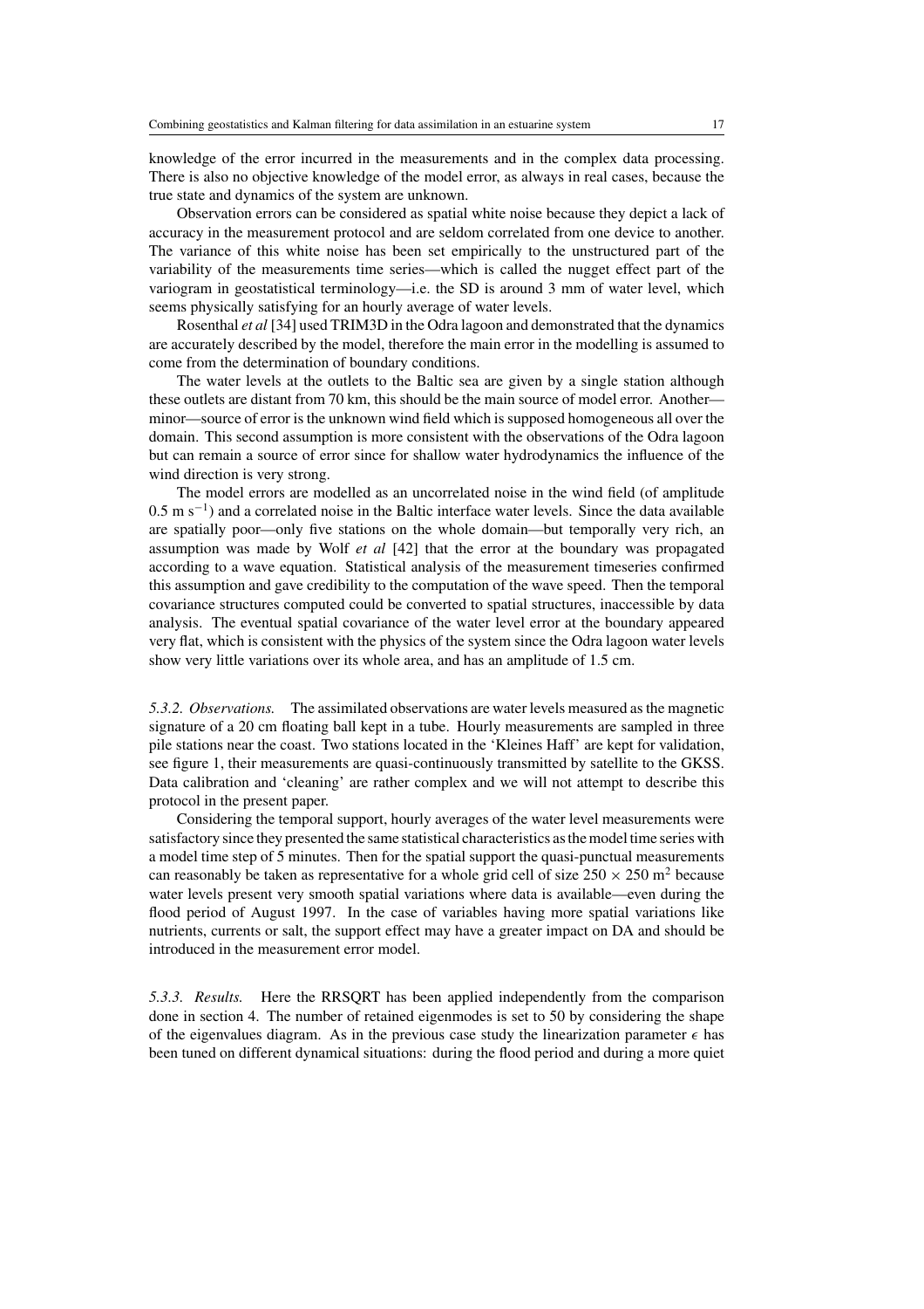knowledge of the error incurred in the measurements and in the complex data processing. There is also no objective knowledge of the model error, as always in real cases, because the true state and dynamics of the system are unknown.

Observation errors can be considered as spatial white noise because they depict a lack of accuracy in the measurement protocol and are seldom correlated from one device to another. The variance of this white noise has been set empirically to the unstructured part of the variability of the measurements time series—which is called the nugget effect part of the variogram in geostatistical terminology—i.e. the SD is around 3 mm of water level, which seems physically satisfying for an hourly average of water levels.

Rosenthal *et al* [34] used TRIM3D in the Odra lagoon and demonstrated that the dynamics are accurately described by the model, therefore the main error in the modelling is assumed to come from the determination of boundary conditions.

The water levels at the outlets to the Baltic sea are given by a single station although these outlets are distant from 70 km, this should be the main source of model error. Another—minor—source of error is the unknown wind field which is supposed homogeneous all over the domain. This second assumption is more consistent with the observations of the Odra lagoon but can remain a source of error since for shallow water hydrodynamics the influence of the wind direction is very strong.

The model errors are modelled as an uncorrelated noise in the wind field (of amplitude $0.5 \text{ m s}^{-1}$) and a correlated noise in the Baltic interface water levels. Since the data available are spatially poor—only five stations on the whole domain—but temporally very rich, an assumption was made by Wolf *et al* [42] that the error at the boundary was propagated according to a wave equation. Statistical analysis of the measurement timeseries confirmed this assumption and gave credibility to the computation of the wave speed. Then the temporal covariance structures computed could be converted to spatial structures, inaccessible by data analysis. The eventual spatial covariance of the water level error at the boundary appeared very flat, which is consistent with the physics of the system since the Odra lagoon water levels show very little variations over its whole area, and has an amplitude of 1.5 cm.

*5.3.2. Observations.* The assimilated observations are water levels measured as the magnetic signature of a 20 cm floating ball kept in a tube. Hourly measurements are sampled in three pile stations near the coast. Two stations located in the 'Kleines Haff' are kept for validation, see figure 1, their measurements are quasi-continuously transmitted by satellite to the GKSS. Data calibration and 'cleaning' are rather complex and we will not attempt to describe this protocol in the present paper.

Considering the temporal support, hourly averages of the water level measurements were satisfactory since they presented the same statistical characteristics as the model time series with a model time step of 5 minutes. Then for the spatial support the quasi-punctual measurements can reasonably be taken as representative for a whole grid cell of size $250 \times 250 \text{ m}^2$ because water levels present very smooth spatial variations where data is available—even during the flood period of August 1997. In the case of variables having more spatial variations like nutrients, currents or salt, the support effect may have a greater impact on DA and should be introduced in the measurement error model.

*5.3.3. Results.* Here the RRSQRT has been applied independently from the comparison done in section 4. The number of retained eigenmodes is set to 50 by considering the shape of the eigenvalues diagram. As in the previous case study the linearization parameter $\epsilon$ has been tuned on different dynamical situations: during the flood period and during a more quiet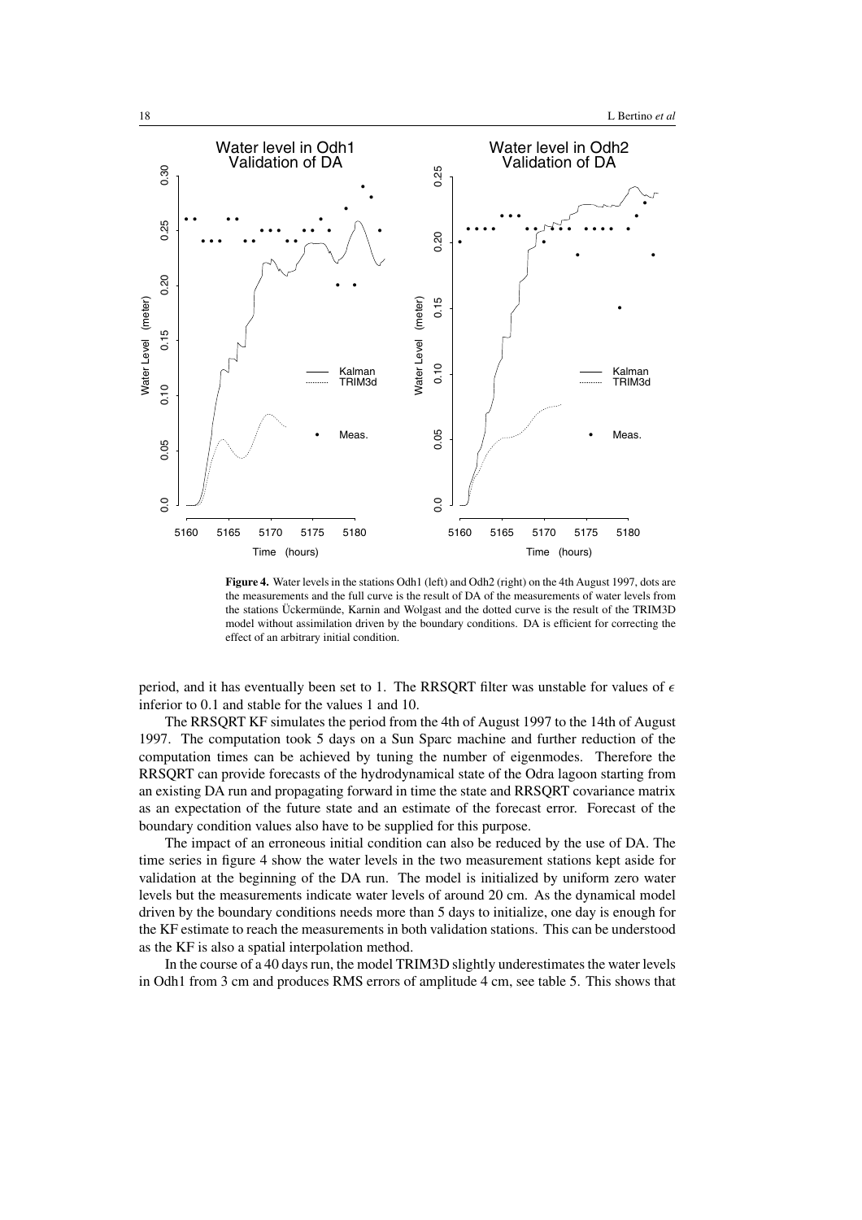**Figure 4.** Water levels in the stations Odh1 (left) and Odh2 (right) on the 4th August 1997, dots are the measurements and the full curve is the result of DA of the measurements of water levels from the stations Ückermünde, Karnin and Wolgast and the dotted curve is the result of the TRIM3D model without assimilation driven by the boundary conditions. DA is efficient for correcting the effect of an arbitrary initial condition.

period, and it has eventually been set to 1. The RRSQRT filter was unstable for values of $\epsilon$ inferior to 0.1 and stable for the values 1 and 10.

The RRSQRT KF simulates the period from the 4th of August 1997 to the 14th of August 1997. The computation took 5 days on a Sun Sparc machine and further reduction of the computation times can be achieved by tuning the number of eigenmodes. Therefore the RRSQRT can provide forecasts of the hydrodynamical state of the Odra lagoon starting from an existing DA run and propagating forward in time the state and RRSQRT covariance matrix as an expectation of the future state and an estimate of the forecast error. Forecast of the boundary condition values also have to be supplied for this purpose.

The impact of an erroneous initial condition can also be reduced by the use of DA. The time series in figure 4 show the water levels in the two measurement stations kept aside for validation at the beginning of the DA run. The model is initialized by uniform zero water levels but the measurements indicate water levels of around 20 cm. As the dynamical model driven by the boundary conditions needs more than 5 days to initialize, one day is enough for the KF estimate to reach the measurements in both validation stations. This can be understood as the KF is also a spatial interpolation method.

In the course of a 40 days run, the model TRIM3D slightly underestimates the water levels in Odh1 from 3 cm and produces RMS errors of amplitude 4 cm, see table 5. This shows that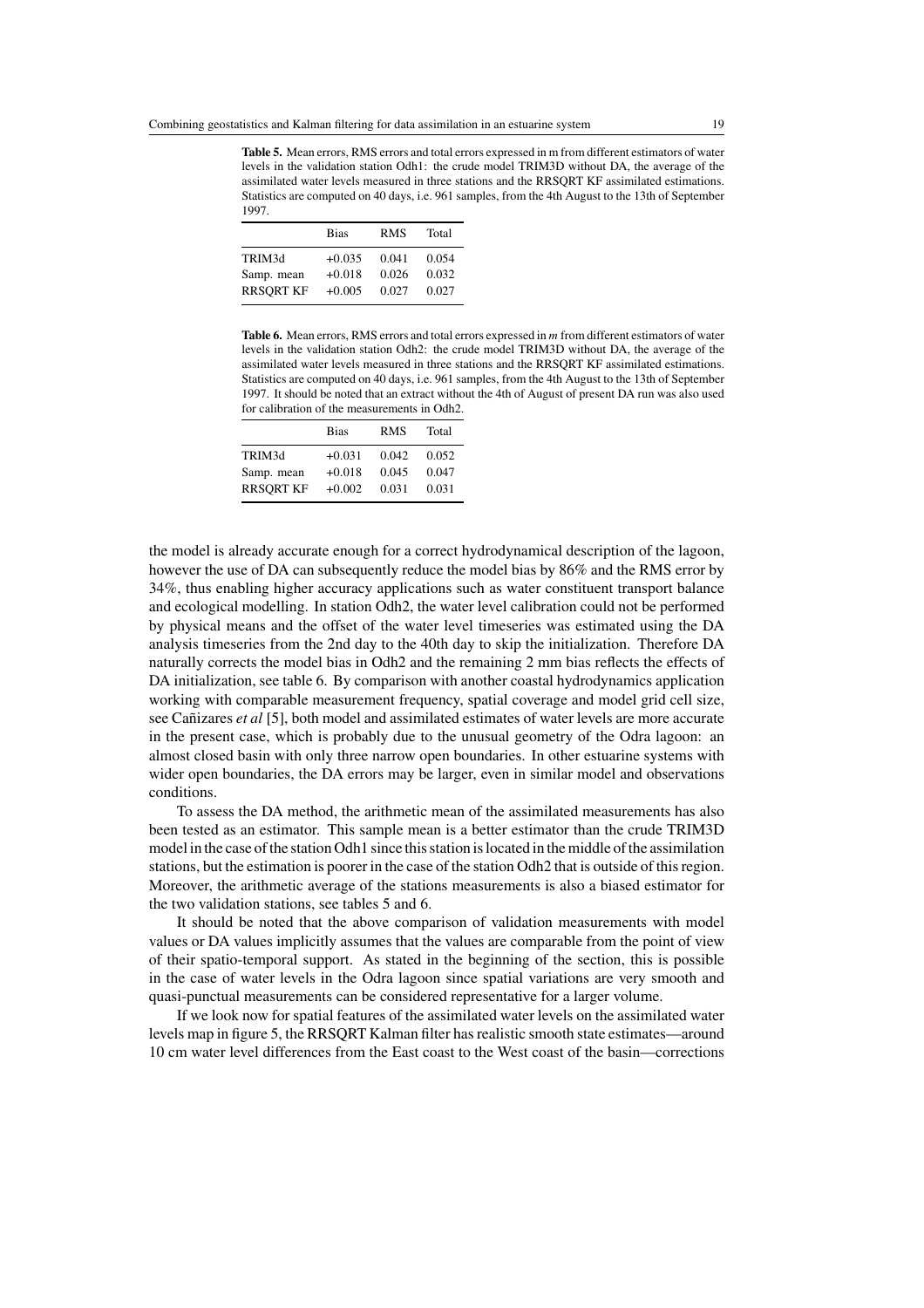**Table 5.** Mean errors, RMS errors and total errors expressed in m from different estimators of water levels in the validation station Odh1: the crude model TRIM3D without DA, the average of the assimilated water levels measured in three stations and the RRSQRT KF assimilated estimations. Statistics are computed on 40 days, i.e. 961 samples, from the 4th August to the 13th of September 1997.

| | Bias | RMS | Total |
|---|---|---|---|
| TRIM3d | +0.035 | 0.041 | 0.054 |
| Samp. mean | +0.018 | 0.026 | 0.032 |
| RRSQRT KF | +0.005 | 0.027 | 0.027 |

**Table 6.** Mean errors, RMS errors and total errors expressed in *m* from different estimators of water levels in the validation station Odh2: the crude model TRIM3D without DA, the average of the assimilated water levels measured in three stations and the RRSQRT KF assimilated estimations. Statistics are computed on 40 days, i.e. 961 samples, from the 4th August to the 13th of September 1997. It should be noted that an extract without the 4th of August of present DA run was also used for calibration of the measurements in Odh2.

| | Bias | RMS | Total |
|---|---|---|---|
| TRIM3d | +0.031 | 0.042 | 0.052 |
| Samp. mean | +0.018 | 0.045 | 0.047 |
| RRSQRT KF | +0.002 | 0.031 | 0.031 |

the model is already accurate enough for a correct hydrodynamical description of the lagoon, however the use of DA can subsequently reduce the model bias by 86% and the RMS error by 34%, thus enabling higher accuracy applications such as water constituent transport balance and ecological modelling. In station Odh2, the water level calibration could not be performed by physical means and the offset of the water level timeseries was estimated using the DA analysis timeseries from the 2nd day to the 40th day to skip the initialization. Therefore DA naturally corrects the model bias in Odh2 and the remaining 2 mm bias reflects the effects of DA initialization, see table 6. By comparison with another coastal hydrodynamics application working with comparable measurement frequency, spatial coverage and model grid cell size, see Cañizares *et al* [5], both model and assimilated estimates of water levels are more accurate in the present case, which is probably due to the unusual geometry of the Odra lagoon: an almost closed basin with only three narrow open boundaries. In other estuarine systems with wider open boundaries, the DA errors may be larger, even in similar model and observations conditions.

To assess the DA method, the arithmetic mean of the assimilated measurements has also been tested as an estimator. This sample mean is a better estimator than the crude TRIM3D model in the case of the station Odh1 since this station is located in the middle of the assimilation stations, but the estimation is poorer in the case of the station Odh2 that is outside of this region. Moreover, the arithmetic average of the stations measurements is also a biased estimator for the two validation stations, see tables 5 and 6.

It should be noted that the above comparison of validation measurements with model values or DA values implicitly assumes that the values are comparable from the point of view of their spatio-temporal support. As stated in the beginning of the section, this is possible in the case of water levels in the Odra lagoon since spatial variations are very smooth and quasi-punctual measurements can be considered representative for a larger volume.

If we look now for spatial features of the assimilated water levels on the assimilated water levels map in figure 5, the RRSQRT Kalman filter has realistic smooth state estimates—around 10 cm water level differences from the East coast to the West coast of the basin—corrections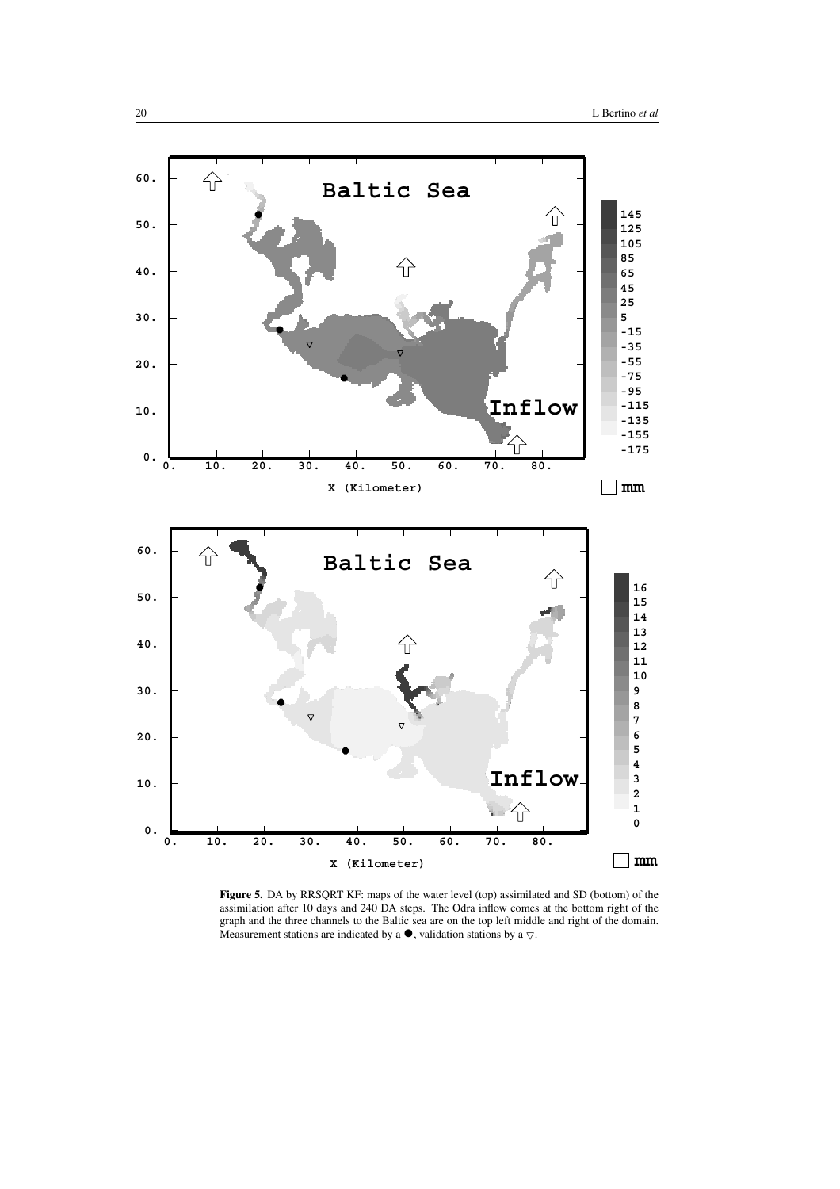**Figure 5.** DA by RRSQRT KF: maps of the water level (top) assimilated and SD (bottom) of the assimilation after 10 days and 240 DA steps. The Odra inflow comes at the bottom right of the graph and the three channels to the Baltic sea are on the top left middle and right of the domain. Measurement stations are indicated by a ●, validation stations by a ▽.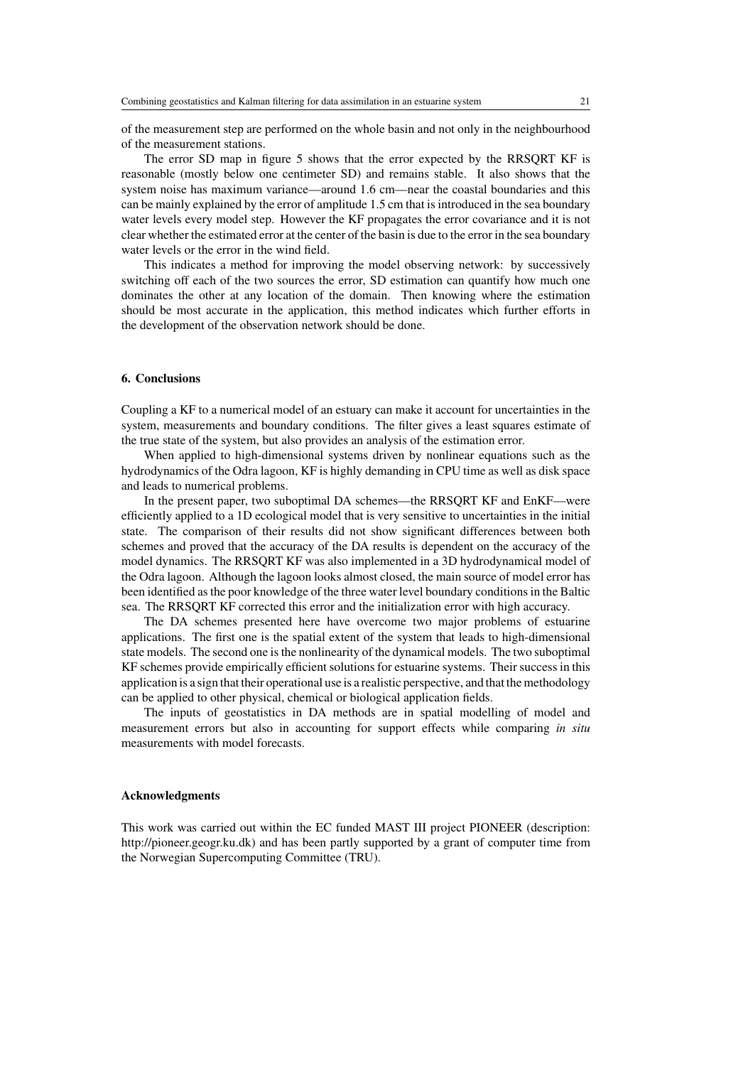of the measurement step are performed on the whole basin and not only in the neighbourhood of the measurement stations.

The error SD map in figure 5 shows that the error expected by the RRSQRT KF is reasonable (mostly below one centimeter SD) and remains stable. It also shows that the system noise has maximum variance—around 1.6 cm—near the coastal boundaries and this can be mainly explained by the error of amplitude 1.5 cm that is introduced in the sea boundary water levels every model step. However the KF propagates the error covariance and it is not clear whether the estimated error at the center of the basin is due to the error in the sea boundary water levels or the error in the wind field.

This indicates a method for improving the model observing network: by successively switching off each of the two sources the error, SD estimation can quantify how much one dominates the other at any location of the domain. Then knowing where the estimation should be most accurate in the application, this method indicates which further efforts in the development of the observation network should be done.

## 6. Conclusions

Coupling a KF to a numerical model of an estuary can make it account for uncertainties in the system, measurements and boundary conditions. The filter gives a least squares estimate of the true state of the system, but also provides an analysis of the estimation error.

When applied to high-dimensional systems driven by nonlinear equations such as the hydrodynamics of the Odra lagoon, KF is highly demanding in CPU time as well as disk space and leads to numerical problems.

In the present paper, two suboptimal DA schemes—the RRSQRT KF and EnKF—were efficiently applied to a 1D ecological model that is very sensitive to uncertainties in the initial state. The comparison of their results did not show significant differences between both schemes and proved that the accuracy of the DA results is dependent on the accuracy of the model dynamics. The RRSQRT KF was also implemented in a 3D hydrodynamical model of the Odra lagoon. Although the lagoon looks almost closed, the main source of model error has been identified as the poor knowledge of the three water level boundary conditions in the Baltic sea. The RRSQRT KF corrected this error and the initialization error with high accuracy.

The DA schemes presented here have overcome two major problems of estuarine applications. The first one is the spatial extent of the system that leads to high-dimensional state models. The second one is the nonlinearity of the dynamical models. The two suboptimal KF schemes provide empirically efficient solutions for estuarine systems. Their success in this application is a sign that their operational use is a realistic perspective, and that the methodology can be applied to other physical, chemical or biological application fields.

The inputs of geostatistics in DA methods are in spatial modelling of model and measurement errors but also in accounting for support effects while comparing *in situ* measurements with model forecasts.

## Acknowledgments

This work was carried out within the EC funded MAST III project PIONEER (description: http://pioneer.geogr.ku.dk) and has been partly supported by a grant of computer time from the Norwegian Supercomputing Committee (TRU).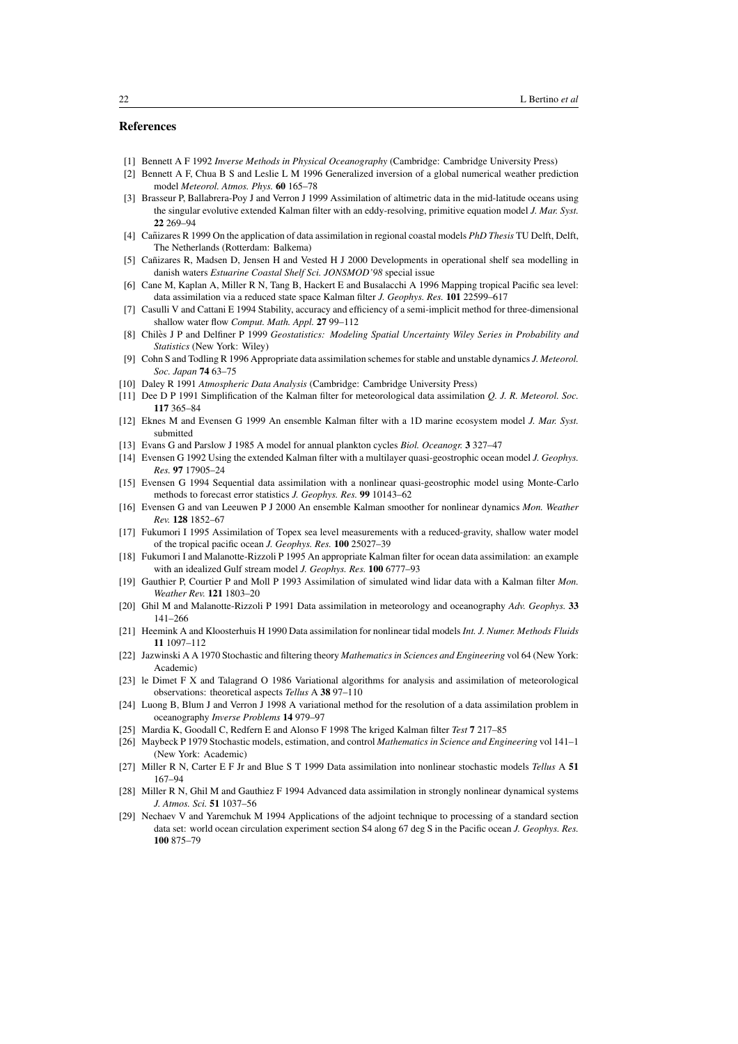## References

[1] Bennett A F 1992 *Inverse Methods in Physical Oceanography* (Cambridge: Cambridge University Press)

[2] Bennett A F, Chua B S and Leslie L M 1996 Generalized inversion of a global numerical weather prediction model *Meteorol. Atmos. Phys.* **60** 165–78

[3] Brasseur P, Ballabrera-Poy J and Verron J 1999 Assimilation of altimetric data in the mid-latitude oceans using the singular evolutive extended Kalman filter with an eddy-resolving, primitive equation model *J. Mar. Syst.* **22** 269–94

[4] Cañizares R 1999 On the application of data assimilation in regional coastal models *PhD Thesis* TU Delft, Delft, The Netherlands (Rotterdam: Balkema)

[5] Cañizares R, Madsen D, Jensen H and Vested H J 2000 Developments in operational shelf sea modelling in danish waters *Estuarine Coastal Shelf Sci. JONSMOD'98* special issue

[6] Cane M, Kaplan A, Miller R N, Tang B, Hackert E and Busalacchi A 1996 Mapping tropical Pacific sea level: data assimilation via a reduced state space Kalman filter *J. Geophys. Res.* **101** 22599–617

[7] Casulli V and Cattani E 1994 Stability, accuracy and efficiency of a semi-implicit method for three-dimensional shallow water flow *Comput. Math. Appl.* **27** 99–112

[8] Chilès J P and Delfiner P 1999 *Geostatistics: Modeling Spatial Uncertainty Wiley Series in Probability and Statistics* (New York: Wiley)

[9] Cohn S and Todling R 1996 Appropriate data assimilation schemes for stable and unstable dynamics *J. Meteorol. Soc. Japan* **74** 63–75

[10] Daley R 1991 *Atmospheric Data Analysis* (Cambridge: Cambridge University Press)

[11] Dee D P 1991 Simplification of the Kalman filter for meteorological data assimilation *Q. J. R. Meteorol. Soc.* **117** 365–84

[12] Eknes M and Evensen G 1999 An ensemble Kalman filter with a 1D marine ecosystem model *J. Mar. Syst.* submitted

[13] Evans G and Parslow J 1985 A model for annual plankton cycles *Biol. Oceanogr.* **3** 327–47

[14] Evensen G 1992 Using the extended Kalman filter with a multilayer quasi-geostrophic ocean model *J. Geophys. Res.* **97** 17905–24

[15] Evensen G 1994 Sequential data assimilation with a nonlinear quasi-geostrophic model using Monte-Carlo methods to forecast error statistics *J. Geophys. Res.* **99** 10143–62

[16] Evensen G and van Leeuwen P J 2000 An ensemble Kalman smoother for nonlinear dynamics *Mon. Weather Rev.* **128** 1852–67

[17] Fukumori I 1995 Assimilation of Topex sea level measurements with a reduced-gravity, shallow water model of the tropical pacific ocean *J. Geophys. Res.* **100** 25027–39

[18] Fukumori I and Malanotte-Rizzoli P 1995 An appropriate Kalman filter for ocean data assimilation: an example with an idealized Gulf stream model *J. Geophys. Res.* **100** 6777–93

[19] Gauthier P, Courtier P and Moll P 1993 Assimilation of simulated wind lidar data with a Kalman filter *Mon. Weather Rev.* **121** 1803–20

[20] Ghil M and Malanotte-Rizzoli P 1991 Data assimilation in meteorology and oceanography *Adv. Geophys.* **33** 141–266

[21] Heemink A and Kloosterhuis H 1990 Data assimilation for nonlinear tidal models *Int. J. Numer. Methods Fluids* **11** 1097–112

[22] Jazwinski A A 1970 Stochastic and filtering theory *Mathematics in Sciences and Engineering* vol 64 (New York: Academic)

[23] le Dimet F X and Talagrand O 1986 Variational algorithms for analysis and assimilation of meteorological observations: theoretical aspects *Tellus* A **38** 97–110

[24] Luong B, Blum J and Verron J 1998 A variational method for the resolution of a data assimilation problem in oceanography *Inverse Problems* **14** 979–97

[25] Mardia K, Goodall C, Redfern E and Alonso F 1998 The kriged Kalman filter *Test* **7** 217–85

[26] Maybeck P 1979 Stochastic models, estimation, and control *Mathematics in Science and Engineering* vol 141–1 (New York: Academic)

[27] Miller R N, Carter E F Jr and Blue S T 1999 Data assimilation into nonlinear stochastic models *Tellus* A **51** 167–94

[28] Miller R N, Ghil M and Gauthiez F 1994 Advanced data assimilation in strongly nonlinear dynamical systems *J. Atmos. Sci.* **51** 1037–56

[29] Nechaev V and Yaremchuk M 1994 Applications of the adjoint technique to processing of a standard section data set: world ocean circulation experiment section S4 along 67 deg S in the Pacific ocean *J. Geophys. Res.* **100** 875–79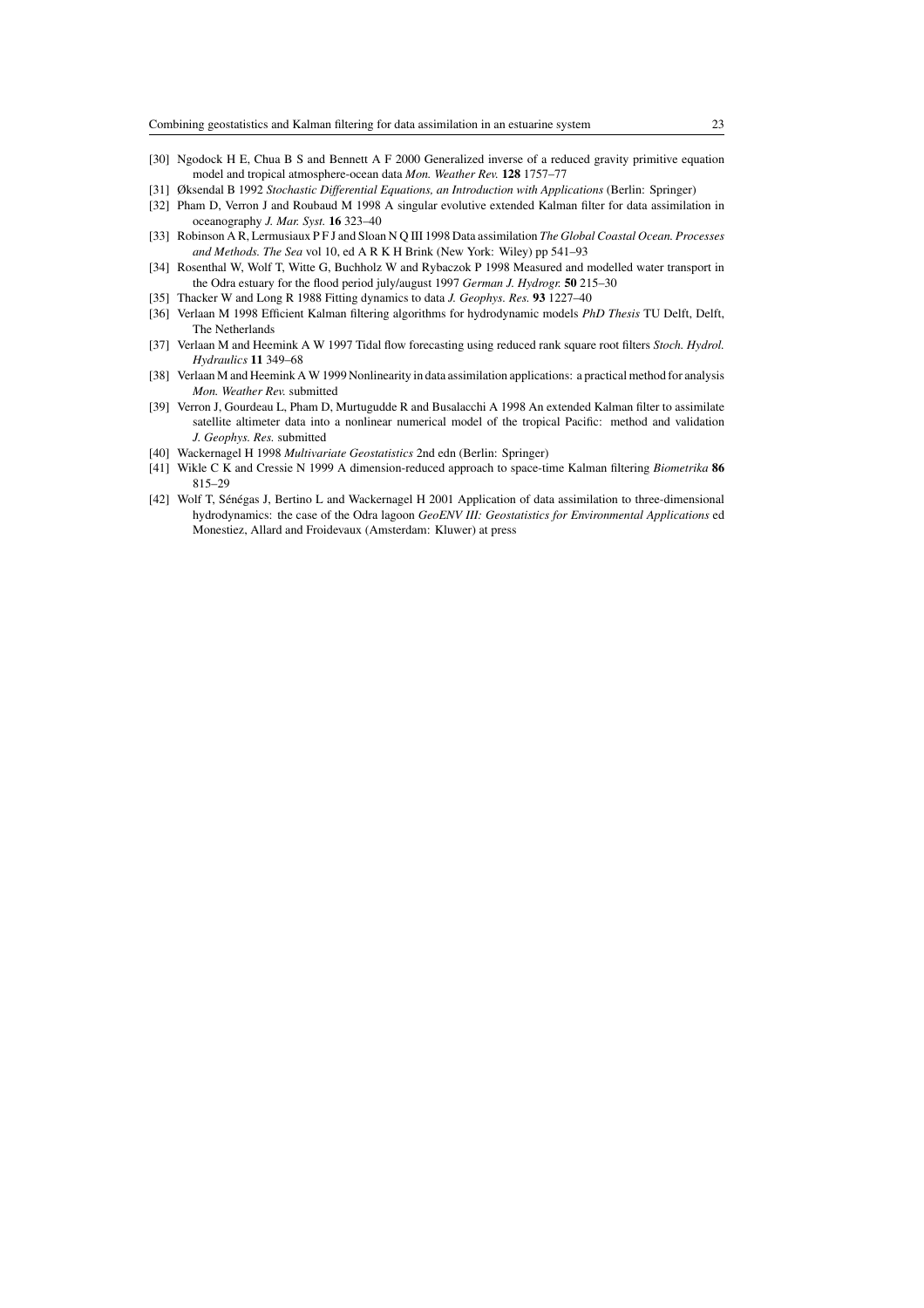[30] Ngodock H E, Chua B S and Bennett A F 2000 Generalized inverse of a reduced gravity primitive equation model and tropical atmosphere-ocean data *Mon. Weather Rev.* **128** 1757–77

[31] Øksendal B 1992 *Stochastic Differential Equations, an Introduction with Applications* (Berlin: Springer)

[32] Pham D, Verron J and Roubaud M 1998 A singular evolutive extended Kalman filter for data assimilation in oceanography *J. Mar. Syst.* **16** 323–40

[33] Robinson A R, Lermusiaux P F J and Sloan N Q III 1998 Data assimilation *The Global Coastal Ocean. Processes and Methods. The Sea* vol 10, ed A R K H Brink (New York: Wiley) pp 541–93

[34] Rosenthal W, Wolf T, Witte G, Buchholz W and Rybaczok P 1998 Measured and modelled water transport in the Odra estuary for the flood period july/august 1997 *German J. Hydrogr.* **50** 215–30

[35] Thacker W and Long R 1988 Fitting dynamics to data *J. Geophys. Res.* **93** 1227–40

[36] Verlaan M 1998 Efficient Kalman filtering algorithms for hydrodynamic models *PhD Thesis* TU Delft, Delft, The Netherlands

[37] Verlaan M and Heemink A W 1997 Tidal flow forecasting using reduced rank square root filters *Stoch. Hydrol. Hydraulics* **11** 349–68

[38] Verlaan M and Heemink A W 1999 Nonlinearity in data assimilation applications: a practical method for analysis *Mon. Weather Rev.* submitted

[39] Verron J, Gourdeau L, Pham D, Murtugudde R and Busalacchi A 1998 An extended Kalman filter to assimilate satellite altimeter data into a nonlinear numerical model of the tropical Pacific: method and validation *J. Geophys. Res.* submitted

[40] Wackernagel H 1998 *Multivariate Geostatistics* 2nd edn (Berlin: Springer)

[41] Wikle C K and Cressie N 1999 A dimension-reduced approach to space-time Kalman filtering *Biometrika* **86** 815–29

[42] Wolf T, Sénégas J, Bertino L and Wackernagel H 2001 Application of data assimilation to three-dimensional hydrodynamics: the case of the Odra lagoon *GeoENV III: Geostatistics for Environmental Applications* ed Monestiez, Allard and Froidevaux (Amsterdam: Kluwer) at press